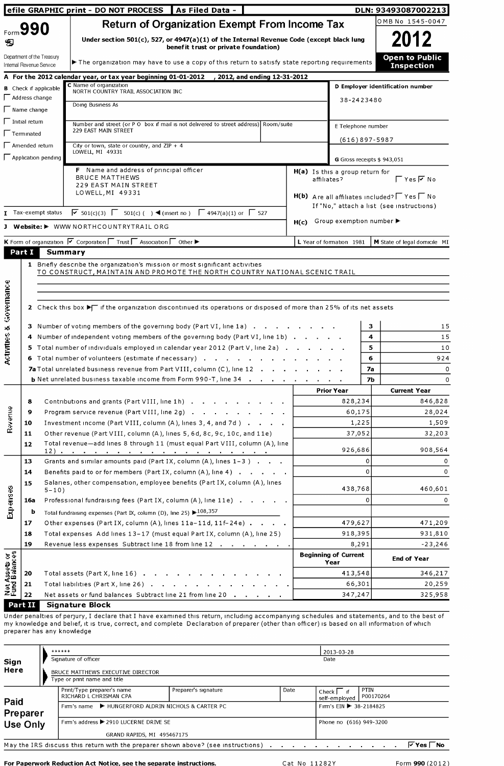efile GRAPHIC print - DO NOT PROCESS | As Filed Data - | DLN: 93493087002213

# Form 990 — Return of Organization Exempt From Income Tax — 2012

OMB No 1545-0047

Under section 501(c), 527, or 4947(a)(1) of the Internal Revenue Code (except black lung benefit trust or private foundation)

▶ The organization may have to use a copy of this return to satisfy state reporting requirements

**Open to Public Inspection**

Department of the Treasury
Internal Revenue Service

**A** For the 2012 calendar year, or tax year beginning 01-01-2012, 2012, and ending 12-31-2012

**B** Check if applicable:
- ☐ Address change
- ☐ Name change
- ☐ Initial return
- ☐ Terminated
- ☐ Amended return
- ☐ Application pending

**C** Name of organization: NORTH COUNTRY TRAIL ASSOCIATION INC

Doing Business As

Number and street (or P O box if mail is not delivered to street address): 229 EAST MAIN STREET | Room/suite

City or town, state or country, and ZIP + 4: LOWELL, MI 49331

**D** Employer identification number: 38-2423480

**E** Telephone number: (616)897-5987

**G** Gross receipts $ 943,051

**F** Name and address of principal officer:
BRUCE MATTHEWS
229 EAST MAIN STREET
LOWELL, MI 49331

**H(a)** Is this a group return for affiliates? ☐ Yes ☑ No

**H(b)** Are all affiliates included? ☐ Yes ☐ No
If "No," attach a list (see instructions)

**H(c)** Group exemption number ▶

**I** Tax-exempt status: ☑ 501(c)(3) ☐ 501(c) ( ) ◀ (insert no) ☐ 4947(a)(1) or ☐ 527

**J** Website: ▶ WWW NORTHCOUNTRYTRAIL ORG

**K** Form of organization: ☑ Corporation ☐ Trust ☐ Association ☐ Other ▶

**L** Year of formation: 1981

**M** State of legal domicile: MI

## Part I Summary

### Activities & Governance

1 Briefly describe the organization's mission or most significant activities:
TO CONSTRUCT, MAINTAIN AND PROMOTE THE NORTH COUNTRY NATIONAL SCENIC TRAIL

2 Check this box ▶☐ if the organization discontinued its operations or disposed of more than 25% of its net assets

| Line | Description | | Value |
|---|---|---|---|
| 3 | Number of voting members of the governing body (Part VI, line 1a) | 3 | 15 |
| 4 | Number of independent voting members of the governing body (Part VI, line 1b) | 4 | 15 |
| 5 | Total number of individuals employed in calendar year 2012 (Part V, line 2a) | 5 | 10 |
| 6 | Total number of volunteers (estimate if necessary) | 6 | 924 |
| 7a | Total unrelated business revenue from Part VIII, column (C), line 12 | 7a | 0 |
| b | Net unrelated business taxable income from Form 990-T, line 34 | 7b | 0 |

### Revenue

| Line | Description | Prior Year | Current Year |
|---|---|---|---|
| 8 | Contributions and grants (Part VIII, line 1h) | 828,234 | 846,828 |
| 9 | Program service revenue (Part VIII, line 2g) | 60,175 | 28,024 |
| 10 | Investment income (Part VIII, column (A), lines 3, 4, and 7d ) | 1,225 | 1,509 |
| 11 | Other revenue (Part VIII, column (A), lines 5, 6d, 8c, 9c, 10c, and 11e) | 37,052 | 32,203 |
| 12 | Total revenue—add lines 8 through 11 (must equal Part VIII, column (A), line 12) | 926,686 | 908,564 |

### Expenses

| Line | Description | Prior Year | Current Year |
|---|---|---|---|
| 13 | Grants and similar amounts paid (Part IX, column (A), lines 1–3 ) | 0 | 0 |
| 14 | Benefits paid to or for members (Part IX, column (A), line 4) | 0 | 0 |
| 15 | Salaries, other compensation, employee benefits (Part IX, column (A), lines 5–10) | 438,768 | 460,601 |
| 16a | Professional fundraising fees (Part IX, column (A), line 11e) | 0 | 0 |
| b | Total fundraising expenses (Part IX, column (D), line 25) ▶108,357 | | |
| 17 | Other expenses (Part IX, column (A), lines 11a–11d, 11f–24e) | 479,627 | 471,209 |
| 18 | Total expenses Add lines 13–17 (must equal Part IX, column (A), line 25) | 918,395 | 931,810 |
| 19 | Revenue less expenses Subtract line 18 from line 12 | 8,291 | -23,246 |

### Net Assets or Fund Balances

| Line | Description | Beginning of Current Year | End of Year |
|---|---|---|---|
| 20 | Total assets (Part X, line 16) | 413,548 | 346,217 |
| 21 | Total liabilities (Part X, line 26) | 66,301 | 20,259 |
| 22 | Net assets or fund balances Subtract line 21 from line 20 | 347,247 | 325,958 |

## Part II Signature Block

Under penalties of perjury, I declare that I have examined this return, including accompanying schedules and statements, and to the best of my knowledge and belief, it is true, correct, and complete Declaration of preparer (other than officer) is based on all information of which preparer has any knowledge

**Sign Here**

****** — Signature of officer — Date: 2013-03-28

BRUCE MATTHEWS EXECUTIVE DIRECTOR — Type or print name and title

**Paid Preparer Use Only**

| Print/Type preparer's name | Preparer's signature | Date | Check ☐ if self-employed | PTIN |
|---|---|---|---|---|
| RICHARD L CHRISMAN CPA | | | | P00170264 |

Firm's name ▶ HUNGERFORD ALDRIN NICHOLS & CARTER PC — Firm's EIN ▶ 38-2184825

Firm's address ▶ 2910 LUCERNE DRIVE SE, GRAND RAPIDS, MI 495467175 — Phone no (616) 949-3200

May the IRS discuss this return with the preparer shown above? (see instructions) ☑ Yes ☐ No

For Paperwork Reduction Act Notice, see the separate instructions. Cat No 11282Y Form 990 (2012)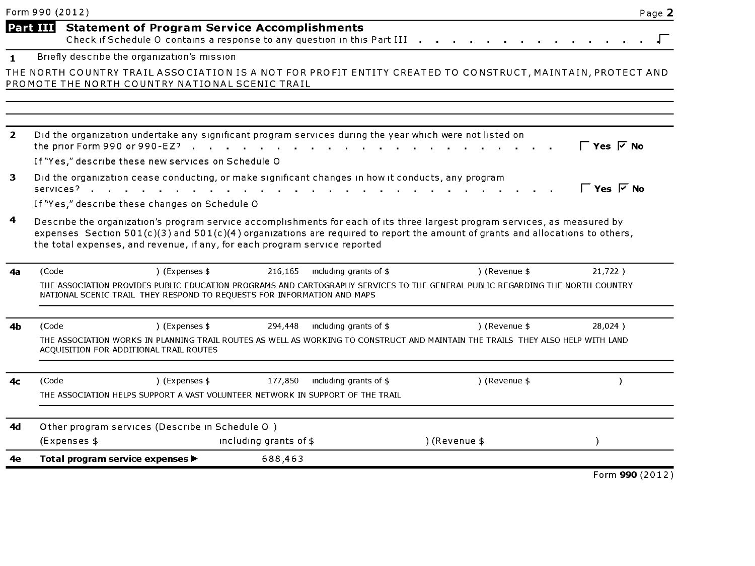## Part III Statement of Program Service Accomplishments

Check if Schedule O contains a response to any question in this Part III . . . . . . . . . . . . . . . . ☐

**1** Briefly describe the organization's mission

THE NORTH COUNTRY TRAIL ASSOCIATION IS A NOT FOR PROFIT ENTITY CREATED TO CONSTRUCT, MAINTAIN, PROTECT AND PROMOTE THE NORTH COUNTRY NATIONAL SCENIC TRAIL

**2** Did the organization undertake any significant program services during the year which were not listed on the prior Form 990 or 990-EZ? . . . . . . . . . . . . . . . . . . . . ☐ **Yes** ☑ **No**

If "Yes," describe these new services on Schedule O

**3** Did the organization cease conducting, or make significant changes in how it conducts, any program services? . . . . . . . . . . . . . . . . . . . . . . . . ☐ **Yes** ☑ **No**

If "Yes," describe these changes on Schedule O

**4** Describe the organization's program service accomplishments for each of its three largest program services, as measured by expenses Section 501(c)(3) and 501(c)(4) organizations are required to report the amount of grants and allocations to others, the total expenses, and revenue, if any, for each program service reported

**4a** (Code ) (Expenses $ 216,165 including grants of $ ) (Revenue $ 21,722 )

THE ASSOCIATION PROVIDES PUBLIC EDUCATION PROGRAMS AND CARTOGRAPHY SERVICES TO THE GENERAL PUBLIC REGARDING THE NORTH COUNTRY NATIONAL SCENIC TRAIL THEY RESPOND TO REQUESTS FOR INFORMATION AND MAPS

**4b** (Code ) (Expenses $ 294,448 including grants of $ ) (Revenue $ 28,024 )

THE ASSOCIATION WORKS IN PLANNING TRAIL ROUTES AS WELL AS WORKING TO CONSTRUCT AND MAINTAIN THE TRAILS THEY ALSO HELP WITH LAND ACQUISITION FOR ADDITIONAL TRAIL ROUTES

**4c** (Code ) (Expenses $ 177,850 including grants of $ ) (Revenue $ )

THE ASSOCIATION HELPS SUPPORT A VAST VOLUNTEER NETWORK IN SUPPORT OF THE TRAIL

**4d** Other program services (Describe in Schedule O )

(Expenses $ including grants of $ ) (Revenue $ )

**4e** **Total program service expenses** ▶ 688,463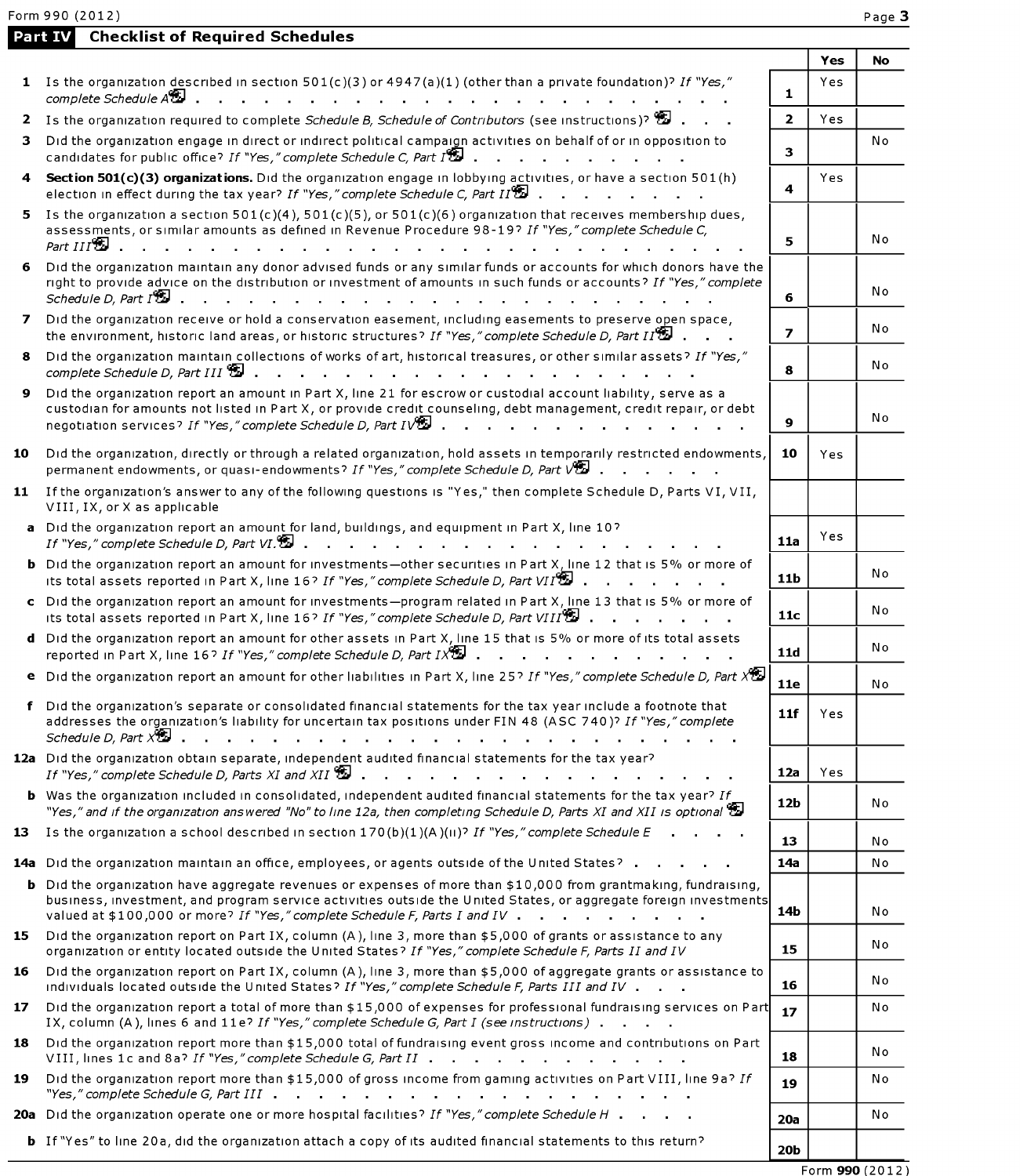## Part IV Checklist of Required Schedules

| | | | Yes | No |
|---|---|---|---|---|
| **1** | Is the organization described in section 501(c)(3) or 4947(a)(1) (other than a private foundation)? *If "Yes," complete Schedule A* | 1 | Yes | |
| **2** | Is the organization required to complete *Schedule B, Schedule of Contributors* (see instructions)? | 2 | Yes | |
| **3** | Did the organization engage in direct or indirect political campaign activities on behalf of or in opposition to candidates for public office? *If "Yes," complete Schedule C, Part I* | 3 | | No |
| **4** | **Section 501(c)(3) organizations.** Did the organization engage in lobbying activities, or have a section 501(h) election in effect during the tax year? *If "Yes," complete Schedule C, Part II* | 4 | Yes | |
| **5** | Is the organization a section 501(c)(4), 501(c)(5), or 501(c)(6) organization that receives membership dues, assessments, or similar amounts as defined in Revenue Procedure 98-19? *If "Yes," complete Schedule C, Part III* | 5 | | No |
| **6** | Did the organization maintain any donor advised funds or any similar funds or accounts for which donors have the right to provide advice on the distribution or investment of amounts in such funds or accounts? *If "Yes," complete Schedule D, Part I* | 6 | | No |
| **7** | Did the organization receive or hold a conservation easement, including easements to preserve open space, the environment, historic land areas, or historic structures? *If "Yes," complete Schedule D, Part II* | 7 | | No |
| **8** | Did the organization maintain collections of works of art, historical treasures, or other similar assets? *If "Yes," complete Schedule D, Part III* | 8 | | No |
| **9** | Did the organization report an amount in Part X, line 21 for escrow or custodial account liability, serve as a custodian for amounts not listed in Part X, or provide credit counseling, debt management, credit repair, or debt negotiation services? *If "Yes," complete Schedule D, Part IV* | 9 | | No |
| **10** | Did the organization, directly or through a related organization, hold assets in temporarily restricted endowments, permanent endowments, or quasi-endowments? *If "Yes," complete Schedule D, Part V* | 10 | Yes | |
| **11** | If the organization's answer to any of the following questions is "Yes," then complete Schedule D, Parts VI, VII, VIII, IX, or X as applicable | | | |
| **a** | Did the organization report an amount for land, buildings, and equipment in Part X, line 10? *If "Yes," complete Schedule D, Part VI.* | 11a | Yes | |
| **b** | Did the organization report an amount for investments—other securities in Part X, line 12 that is 5% or more of its total assets reported in Part X, line 16? *If "Yes," complete Schedule D, Part VII* | 11b | | No |
| **c** | Did the organization report an amount for investments—program related in Part X, line 13 that is 5% or more of its total assets reported in Part X, line 16? *If "Yes," complete Schedule D, Part VIII* | 11c | | No |
| **d** | Did the organization report an amount for other assets in Part X, line 15 that is 5% or more of its total assets reported in Part X, line 16? *If "Yes," complete Schedule D, Part IX* | 11d | | No |
| **e** | Did the organization report an amount for other liabilities in Part X, line 25? *If "Yes," complete Schedule D, Part X* | 11e | | No |
| **f** | Did the organization's separate or consolidated financial statements for the tax year include a footnote that addresses the organization's liability for uncertain tax positions under FIN 48 (ASC 740)? *If "Yes," complete Schedule D, Part X* | 11f | Yes | |
| **12a** | Did the organization obtain separate, independent audited financial statements for the tax year? *If "Yes," complete Schedule D, Parts XI and XII* | 12a | Yes | |
| **b** | Was the organization included in consolidated, independent audited financial statements for the tax year? *If "Yes," and if the organization answered "No" to line 12a, then completing Schedule D, Parts XI and XII is optional* | 12b | | No |
| **13** | Is the organization a school described in section 170(b)(1)(A)(ii)? *If "Yes," complete Schedule E* | 13 | | No |
| **14a** | Did the organization maintain an office, employees, or agents outside of the United States? | 14a | | No |
| **b** | Did the organization have aggregate revenues or expenses of more than $10,000 from grantmaking, fundraising, business, investment, and program service activities outside the United States, or aggregate foreign investments valued at $100,000 or more? *If "Yes," complete Schedule F, Parts I and IV* | 14b | | No |
| **15** | Did the organization report on Part IX, column (A), line 3, more than $5,000 of grants or assistance to any organization or entity located outside the United States? *If "Yes," complete Schedule F, Parts II and IV* | 15 | | No |
| **16** | Did the organization report on Part IX, column (A), line 3, more than $5,000 of aggregate grants or assistance to individuals located outside the United States? *If "Yes," complete Schedule F, Parts III and IV* | 16 | | No |
| **17** | Did the organization report a total of more than $15,000 of expenses for professional fundraising services on Part IX, column (A), lines 6 and 11e? *If "Yes," complete Schedule G, Part I (see instructions)* | 17 | | No |
| **18** | Did the organization report more than $15,000 total of fundraising event gross income and contributions on Part VIII, lines 1c and 8a? *If "Yes," complete Schedule G, Part II* | 18 | | No |
| **19** | Did the organization report more than $15,000 of gross income from gaming activities on Part VIII, line 9a? *If "Yes," complete Schedule G, Part III* | 19 | | No |
| **20a** | Did the organization operate one or more hospital facilities? *If "Yes," complete Schedule H* | 20a | | No |
| **b** | If "Yes" to line 20a, did the organization attach a copy of its audited financial statements to this return? | 20b | | |

Form **990** (2012)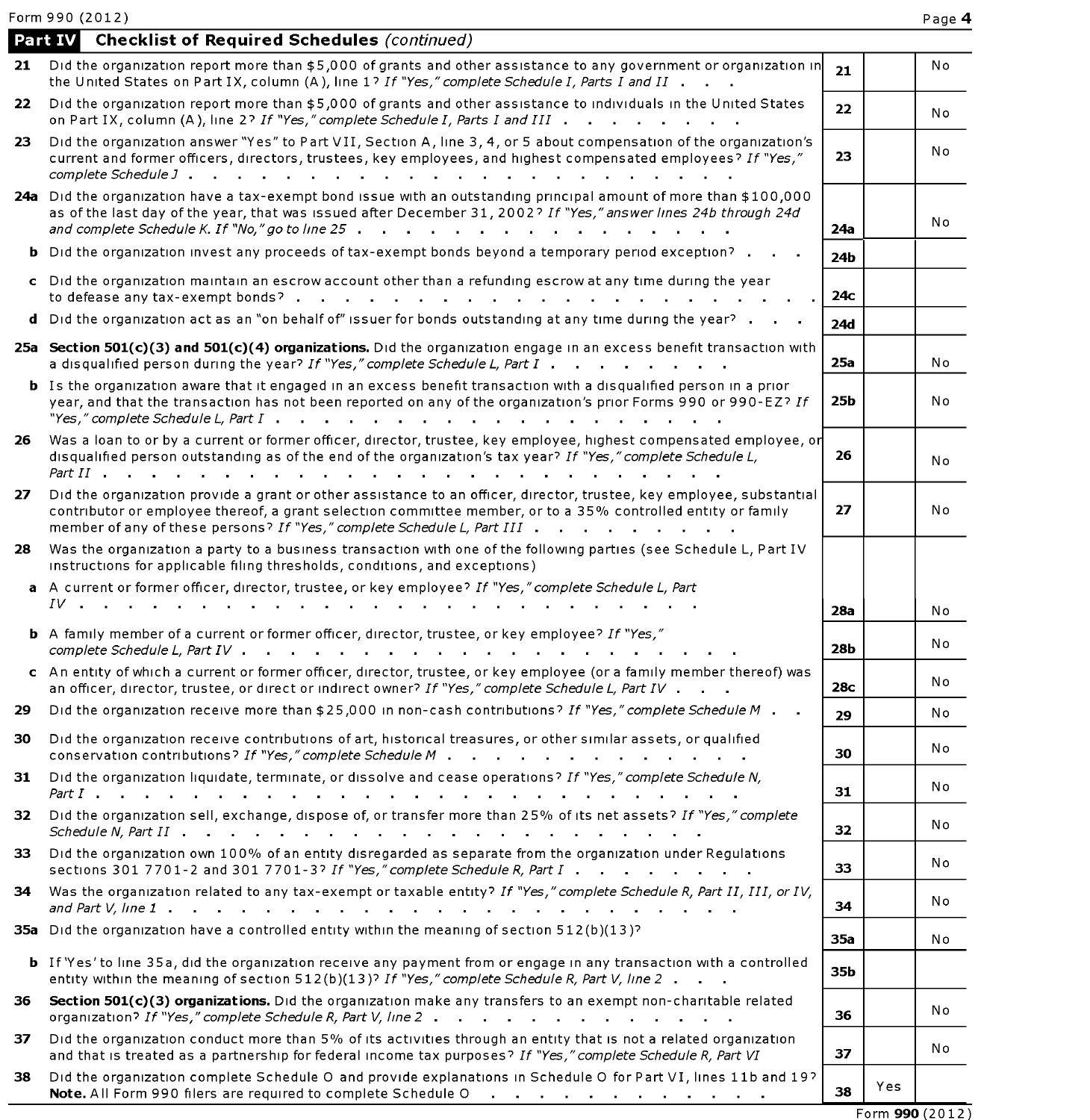Form 990 (2012)

## Part IV Checklist of Required Schedules *(continued)*

| | | | Yes | No |
|---|---|---|---|---|
| **21** | Did the organization report more than $5,000 of grants and other assistance to any government or organization in the United States on Part IX, column (A), line 1? *If "Yes," complete Schedule I, Parts I and II* | **21** | | No |
| **22** | Did the organization report more than $5,000 of grants and other assistance to individuals in the United States on Part IX, column (A), line 2? *If "Yes," complete Schedule I, Parts I and III* | **22** | | No |
| **23** | Did the organization answer "Yes" to Part VII, Section A, line 3, 4, or 5 about compensation of the organization's current and former officers, directors, trustees, key employees, and highest compensated employees? *If "Yes," complete Schedule J* | **23** | | No |
| **24a** | Did the organization have a tax-exempt bond issue with an outstanding principal amount of more than $100,000 as of the last day of the year, that was issued after December 31, 2002? *If "Yes," answer lines 24b through 24d and complete Schedule K. If "No," go to line 25* | **24a** | | No |
| **b** | Did the organization invest any proceeds of tax-exempt bonds beyond a temporary period exception? | **24b** | | |
| **c** | Did the organization maintain an escrow account other than a refunding escrow at any time during the year to defease any tax-exempt bonds? | **24c** | | |
| **d** | Did the organization act as an "on behalf of" issuer for bonds outstanding at any time during the year? | **24d** | | |
| **25a** | **Section 501(c)(3) and 501(c)(4) organizations.** Did the organization engage in an excess benefit transaction with a disqualified person during the year? *If "Yes," complete Schedule L, Part I* | **25a** | | No |
| **b** | Is the organization aware that it engaged in an excess benefit transaction with a disqualified person in a prior year, and that the transaction has not been reported on any of the organization's prior Forms 990 or 990-EZ? *If "Yes," complete Schedule L, Part I* | **25b** | | No |
| **26** | Was a loan to or by a current or former officer, director, trustee, key employee, highest compensated employee, or disqualified person outstanding as of the end of the organization's tax year? *If "Yes," complete Schedule L, Part II* | **26** | | No |
| **27** | Did the organization provide a grant or other assistance to an officer, director, trustee, key employee, substantial contributor or employee thereof, a grant selection committee member, or to a 35% controlled entity or family member of any of these persons? *If "Yes," complete Schedule L, Part III* | **27** | | No |
| **28** | Was the organization a party to a business transaction with one of the following parties (see Schedule L, Part IV instructions for applicable filing thresholds, conditions, and exceptions) | | | |
| **a** | A current or former officer, director, trustee, or key employee? *If "Yes," complete Schedule L, Part IV* | **28a** | | No |
| **b** | A family member of a current or former officer, director, trustee, or key employee? *If "Yes," complete Schedule L, Part IV* | **28b** | | No |
| **c** | An entity of which a current or former officer, director, trustee, or key employee (or a family member thereof) was an officer, director, trustee, or direct or indirect owner? *If "Yes," complete Schedule L, Part IV* | **28c** | | No |
| **29** | Did the organization receive more than $25,000 in non-cash contributions? *If "Yes," complete Schedule M* | **29** | | No |
| **30** | Did the organization receive contributions of art, historical treasures, or other similar assets, or qualified conservation contributions? *If "Yes," complete Schedule M* | **30** | | No |
| **31** | Did the organization liquidate, terminate, or dissolve and cease operations? *If "Yes," complete Schedule N, Part I* | **31** | | No |
| **32** | Did the organization sell, exchange, dispose of, or transfer more than 25% of its net assets? *If "Yes," complete Schedule N, Part II* | **32** | | No |
| **33** | Did the organization own 100% of an entity disregarded as separate from the organization under Regulations sections 301 7701-2 and 301 7701-3? *If "Yes," complete Schedule R, Part I* | **33** | | No |
| **34** | Was the organization related to any tax-exempt or taxable entity? *If "Yes," complete Schedule R, Part II, III, or IV, and Part V, line 1* | **34** | | No |
| **35a** | Did the organization have a controlled entity within the meaning of section 512(b)(13)? | **35a** | | No |
| **b** | If 'Yes' to line 35a, did the organization receive any payment from or engage in any transaction with a controlled entity within the meaning of section 512(b)(13)? *If "Yes," complete Schedule R, Part V, line 2* | **35b** | | |
| **36** | **Section 501(c)(3) organizations.** Did the organization make any transfers to an exempt non-charitable related organization? *If "Yes," complete Schedule R, Part V, line 2* | **36** | | No |
| **37** | Did the organization conduct more than 5% of its activities through an entity that is not a related organization and that is treated as a partnership for federal income tax purposes? *If "Yes," complete Schedule R, Part VI* | **37** | | No |
| **38** | Did the organization complete Schedule O and provide explanations in Schedule O for Part VI, lines 11b and 19? **Note.** All Form 990 filers are required to complete Schedule O | **38** | Yes | |

Form **990** (2012)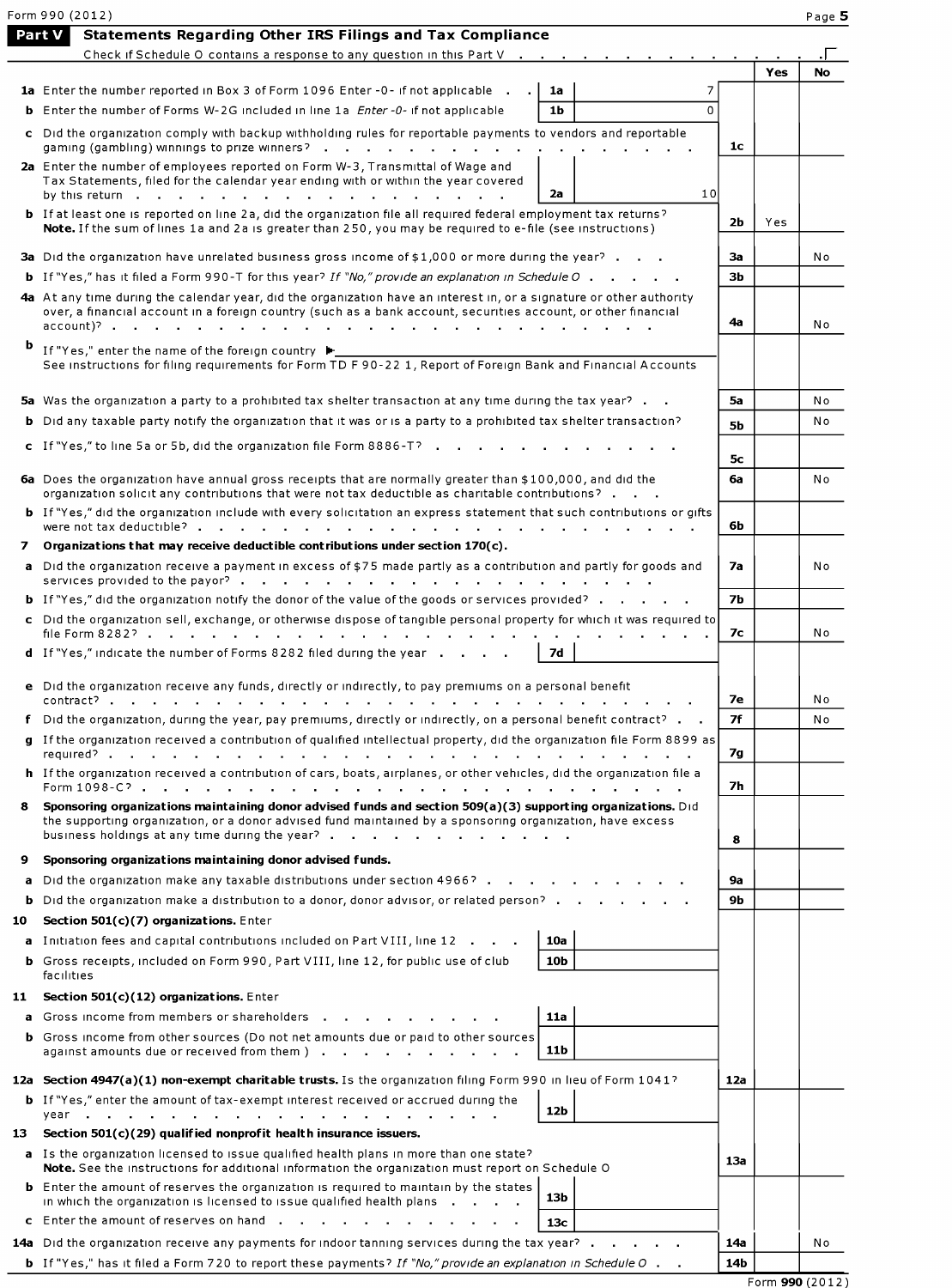Form 990 (2012)

## Part V Statements Regarding Other IRS Filings and Tax Compliance

Check if Schedule O contains a response to any question in this Part V . . . . . . . . . . . . . ☐

| | | | | Yes | No |
|---|---|---|---|---|---|
| **1a** | Enter the number reported in Box 3 of Form 1096 Enter -0- if not applicable . . | 1a | 7 | | |
| **b** | Enter the number of Forms W-2G included in line 1a *Enter -0- if not applicable* | 1b | 0 | | |
| **c** | Did the organization comply with backup withholding rules for reportable payments to vendors and reportable gaming (gambling) winnings to prize winners? . . . . . . . . . . . . . . | | 1c | | |
| **2a** | Enter the number of employees reported on Form W-3, Transmittal of Wage and Tax Statements, filed for the calendar year ending with or within the year covered by this return . . . . . . . . . . . . . . . . | 2a | 10 | | |
| **b** | If at least one is reported on line 2a, did the organization file all required federal employment tax returns? **Note.** If the sum of lines 1a and 2a is greater than 250, you may be required to e-file (see instructions) | | 2b | Yes | |
| **3a** | Did the organization have unrelated business gross income of $1,000 or more during the year? . . . | | 3a | | No |
| **b** | If "Yes," has it filed a Form 990-T for this year? *If "No," provide an explanation in Schedule O* . . . . . | | 3b | | |
| **4a** | At any time during the calendar year, did the organization have an interest in, or a signature or other authority over, a financial account in a foreign country (such as a bank account, securities account, or other financial account)? . . . . . . . . . . . . . . . . . . . . . . . | | 4a | | No |
| **b** | If "Yes," enter the name of the foreign country ▶ See instructions for filing requirements for Form TD F 90-22 1, Report of Foreign Bank and Financial Accounts | | | | |
| **5a** | Was the organization a party to a prohibited tax shelter transaction at any time during the tax year? . . | | 5a | | No |
| **b** | Did any taxable party notify the organization that it was or is a party to a prohibited tax shelter transaction? | | 5b | | No |
| **c** | If "Yes," to line 5a or 5b, did the organization file Form 8886-T? . . . . . . . . . . . . | | 5c | | |
| **6a** | Does the organization have annual gross receipts that are normally greater than $100,000, and did the organization solicit any contributions that were not tax deductible as charitable contributions? . . . | | 6a | | No |
| **b** | If "Yes," did the organization include with every solicitation an express statement that such contributions or gifts were not tax deductible? . . . . . . . . . . . . . . . . . . . . . . | | 6b | | |
| **7** | **Organizations that may receive deductible contributions under section 170(c).** | | | | |
| **a** | Did the organization receive a payment in excess of $75 made partly as a contribution and partly for goods and services provided to the payor? . . . . . . . . . . . . . . . . . . . | | 7a | | No |
| **b** | If "Yes," did the organization notify the donor of the value of the goods or services provided? . . . . . | | 7b | | |
| **c** | Did the organization sell, exchange, or otherwise dispose of tangible personal property for which it was required to file Form 8282? . . . . . . . . . . . . . . . . . . . . . . . . . . | | 7c | | No |
| **d** | If "Yes," indicate the number of Forms 8282 filed during the year . . . . | 7d | | | |
| **e** | Did the organization receive any funds, directly or indirectly, to pay premiums on a personal benefit contract? . . . . . . . . . . . . . . . . . . . . . . . . . . . | | 7e | | No |
| **f** | Did the organization, during the year, pay premiums, directly or indirectly, on a personal benefit contract? . . | | 7f | | No |
| **g** | If the organization received a contribution of qualified intellectual property, did the organization file Form 8899 as required? . . . . . . . . . . . . . . . . . . . . . . . . . . . | | 7g | | |
| **h** | If the organization received a contribution of cars, boats, airplanes, or other vehicles, did the organization file a Form 1098-C? . . . . . . . . . . . . . . . . . . . . . . . . . . . | | 7h | | |
| **8** | **Sponsoring organizations maintaining donor advised funds and section 509(a)(3) supporting organizations.** Did the supporting organization, or a donor advised fund maintained by a sponsoring organization, have excess business holdings at any time during the year? . . . . . . . . . . . . . | | 8 | | |
| **9** | **Sponsoring organizations maintaining donor advised funds.** | | | | |
| **a** | Did the organization make any taxable distributions under section 4966? . . . . . . . . . . | | 9a | | |
| **b** | Did the organization make a distribution to a donor, donor advisor, or related person? . . . . . . . | | 9b | | |
| **10** | **Section 501(c)(7) organizations.** Enter | | | | |
| **a** | Initiation fees and capital contributions included on Part VIII, line 12 . . . | 10a | | | |
| **b** | Gross receipts, included on Form 990, Part VIII, line 12, for public use of club facilities | 10b | | | |
| **11** | **Section 501(c)(12) organizations.** Enter | | | | |
| **a** | Gross income from members or shareholders . . . . . . . . . . | 11a | | | |
| **b** | Gross income from other sources (Do not net amounts due or paid to other sources against amounts due or received from them ) . . . . . . . . . . . | 11b | | | |
| **12a** | **Section 4947(a)(1) non-exempt charitable trusts.** Is the organization filing Form 990 in lieu of Form 1041? | | 12a | | |
| **b** | If "Yes," enter the amount of tax-exempt interest received or accrued during the year . . . . . . . . . . . . . . . . . . . . | 12b | | | |
| **13** | **Section 501(c)(29) qualified nonprofit health insurance issuers.** | | | | |
| **a** | Is the organization licensed to issue qualified health plans in more than one state? **Note.** See the instructions for additional information the organization must report on Schedule O | | 13a | | |
| **b** | Enter the amount of reserves the organization is required to maintain by the states in which the organization is licensed to issue qualified health plans . . . . | 13b | | | |
| **c** | Enter the amount of reserves on hand . . . . . . . . . . . . . | 13c | | | |
| **14a** | Did the organization receive any payments for indoor tanning services during the tax year? . . . . . | | 14a | | No |
| **b** | If "Yes," has it filed a Form 720 to report these payments? *If "No," provide an explanation in Schedule O* . . | | 14b | | |

Form **990** (2012)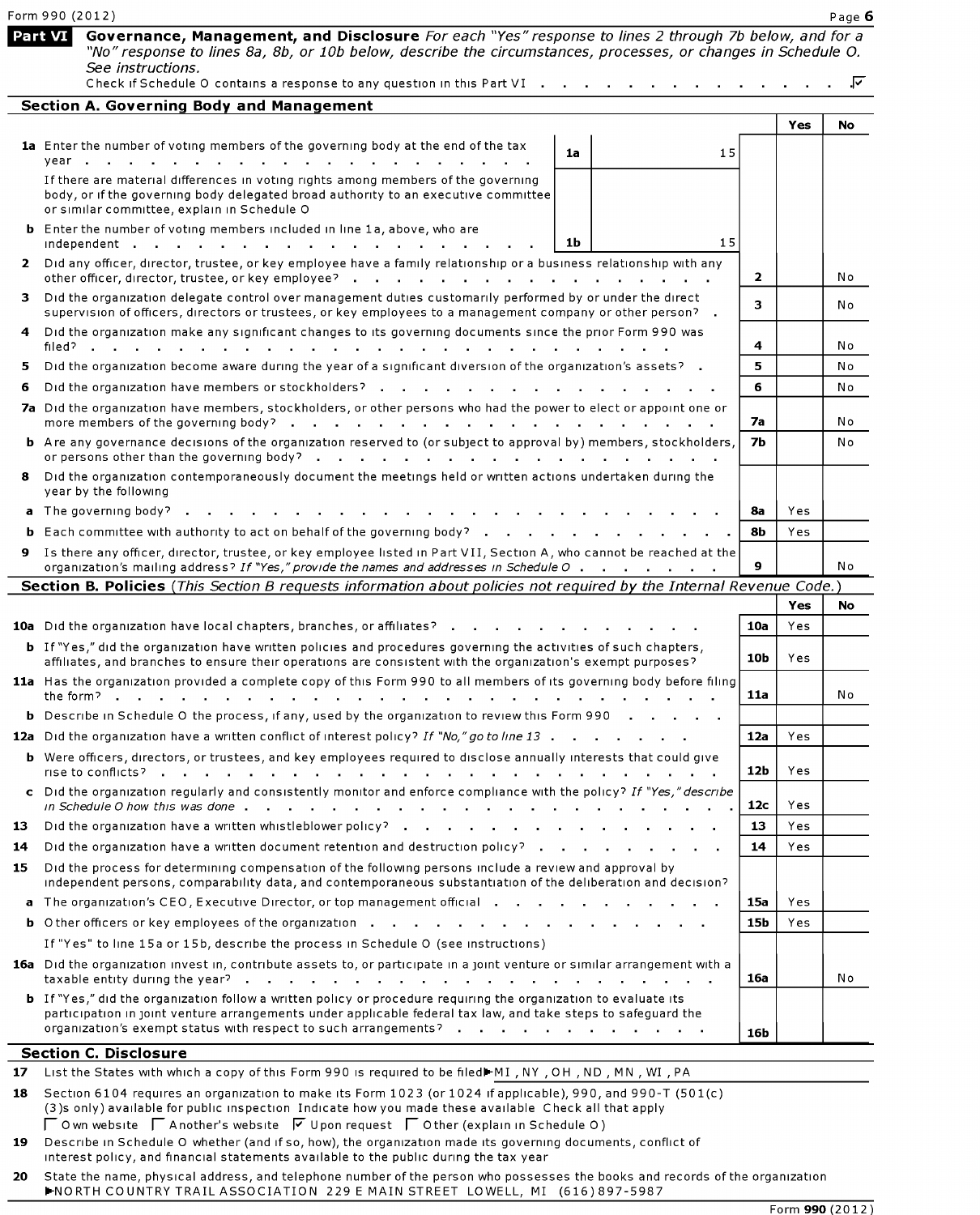## Part VI Governance, Management, and Disclosure

*For each "Yes" response to lines 2 through 7b below, and for a "No" response to lines 8a, 8b, or 10b below, describe the circumstances, processes, or changes in Schedule O. See instructions.*

Check if Schedule O contains a response to any question in this Part VI . . . . . . . . . . . . . . . ☑

### Section A. Governing Body and Management

| | | | | Yes | No |
|---|---|---|---|---|---|
| **1a** | Enter the number of voting members of the governing body at the end of the tax year . . . . . . . . . . . . . . . . . . . . . | **1a** 15 | | | |
| | If there are material differences in voting rights among members of the governing body, or if the governing body delegated broad authority to an executive committee or similar committee, explain in Schedule O | | | | |
| **b** | Enter the number of voting members included in line 1a, above, who are independent . . . . . . . . . . . . . . . . . . . . . | **1b** 15 | | | |
| **2** | Did any officer, director, trustee, or key employee have a family relationship or a business relationship with any other officer, director, trustee, or key employee? . . . . . . . . . . . . . . . . . . . | | **2** | | No |
| **3** | Did the organization delegate control over management duties customarily performed by or under the direct supervision of officers, directors or trustees, or key employees to a management company or other person? . | | **3** | | No |
| **4** | Did the organization make any significant changes to its governing documents since the prior Form 990 was filed? . . . . . . . . . . . . . . . . . . . . . . . . . . | | **4** | | No |
| **5** | Did the organization become aware during the year of a significant diversion of the organization's assets? . | | **5** | | No |
| **6** | Did the organization have members or stockholders? . . . . . . . . . . . . . . . . | | **6** | | No |
| **7a** | Did the organization have members, stockholders, or other persons who had the power to elect or appoint one or more members of the governing body? . . . . . . . . . . . . . . . . . . . . | | **7a** | | No |
| **b** | Are any governance decisions of the organization reserved to (or subject to approval by) members, stockholders, or persons other than the governing body? . . . . . . . . . . . . . . . . . . . . | | **7b** | | No |
| **8** | Did the organization contemporaneously document the meetings held or written actions undertaken during the year by the following | | | | |
| **a** | The governing body? . . . . . . . . . . . . . . . . . . . . . . . . . | | **8a** | Yes | |
| **b** | Each committee with authority to act on behalf of the governing body? . . . . . . . . . . . . | | **8b** | Yes | |
| **9** | Is there any officer, director, trustee, or key employee listed in Part VII, Section A, who cannot be reached at the organization's mailing address? *If "Yes," provide the names and addresses in Schedule O* . . . . . . . | | **9** | | No |

### Section B. Policies *(This Section B requests information about policies not required by the Internal Revenue Code.)*

| | | | Yes | No |
|---|---|---|---|---|
| **10a** | Did the organization have local chapters, branches, or affiliates? . . . . . . . . . . . . | **10a** | Yes | |
| **b** | If "Yes," did the organization have written policies and procedures governing the activities of such chapters, affiliates, and branches to ensure their operations are consistent with the organization's exempt purposes? | **10b** | Yes | |
| **11a** | Has the organization provided a complete copy of this Form 990 to all members of its governing body before filing the form? . . . . . . . . . . . . . . . . . . . . . . . . . . . | **11a** | | No |
| **b** | Describe in Schedule O the process, if any, used by the organization to review this Form 990 . . . . . | | | |
| **12a** | Did the organization have a written conflict of interest policy? *If "No," go to line 13* . . . . . . . . | **12a** | Yes | |
| **b** | Were officers, directors, or trustees, and key employees required to disclose annually interests that could give rise to conflicts? . . . . . . . . . . . . . . . . . . . . . . . . . . | **12b** | Yes | |
| **c** | Did the organization regularly and consistently monitor and enforce compliance with the policy? *If "Yes," describe in Schedule O how this was done* . . . . . . . . . . . . . . . . . . . . . | **12c** | Yes | |
| **13** | Did the organization have a written whistleblower policy? . . . . . . . . . . . . . . . . | **13** | Yes | |
| **14** | Did the organization have a written document retention and destruction policy? . . . . . . . . . . | **14** | Yes | |
| **15** | Did the process for determining compensation of the following persons include a review and approval by independent persons, comparability data, and contemporaneous substantiation of the deliberation and decision? | | | |
| **a** | The organization's CEO, Executive Director, or top management official . . . . . . . . . . . . | **15a** | Yes | |
| **b** | Other officers or key employees of the organization . . . . . . . . . . . . . . . . . . | **15b** | Yes | |
| | If "Yes" to line 15a or 15b, describe the process in Schedule O (see instructions) | | | |
| **16a** | Did the organization invest in, contribute assets to, or participate in a joint venture or similar arrangement with a taxable entity during the year? . . . . . . . . . . . . . . . . . . . . . . . . | **16a** | | No |
| **b** | If "Yes," did the organization follow a written policy or procedure requiring the organization to evaluate its participation in joint venture arrangements under applicable federal tax law, and take steps to safeguard the organization's exempt status with respect to such arrangements? . . . . . . . . . . . . . | **16b** | | |

### Section C. Disclosure

**17** List the States with which a copy of this Form 990 is required to be filed ▶ MI , NY , OH , ND , MN , WI , PA

**18** Section 6104 requires an organization to make its Form 1023 (or 1024 if applicable), 990, and 990-T (501(c)(3)s only) available for public inspection Indicate how you made these available Check all that apply

☐ Own website ☐ Another's website ☑ Upon request ☐ Other (explain in Schedule O)

**19** Describe in Schedule O whether (and if so, how), the organization made its governing documents, conflict of interest policy, and financial statements available to the public during the tax year

**20** State the name, physical address, and telephone number of the person who possesses the books and records of the organization ▶ NORTH COUNTRY TRAIL ASSOCIATION 229 E MAIN STREET LOWELL, MI (616)897-5987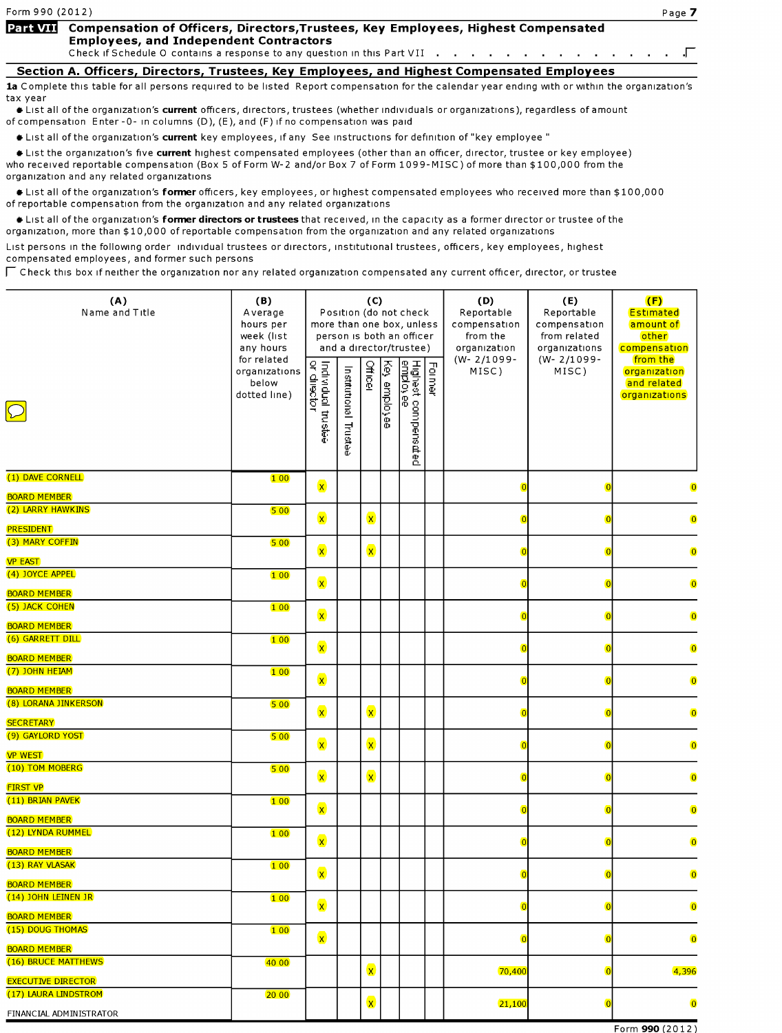**Part VII Compensation of Officers, Directors,Trustees, Key Employees, Highest Compensated Employees, and Independent Contractors**

Check if Schedule O contains a response to any question in this Part VII . . . . . . . . . . . . . . . ☐

## Section A. Officers, Directors, Trustees, Key Employees, and Highest Compensated Employees

**1a** Complete this table for all persons required to be listed Report compensation for the calendar year ending with or within the organization's tax year

- List all of the organization's **current** officers, directors, trustees (whether individuals or organizations), regardless of amount of compensation Enter -0- in columns (D), (E), and (F) if no compensation was paid
- List all of the organization's **current** key employees, if any See instructions for definition of "key employee "
- List the organization's five **current** highest compensated employees (other than an officer, director, trustee or key employee) who received reportable compensation (Box 5 of Form W-2 and/or Box 7 of Form 1099-MISC) of more than $100,000 from the organization and any related organizations
- List all of the organization's **former** officers, key employees, or highest compensated employees who received more than $100,000 of reportable compensation from the organization and any related organizations
- List all of the organization's **former directors or trustees** that received, in the capacity as a former director or trustee of the organization, more than $10,000 of reportable compensation from the organization and any related organizations

List persons in the following order individual trustees or directors, institutional trustees, officers, key employees, highest compensated employees, and former such persons

☐ Check this box if neither the organization nor any related organization compensated any current officer, director, or trustee

| (A) Name and Title | (B) Average hours per week (list any hours for related organizations below dotted line) | (C) Position (do not check more than one box, unless person is both an officer and a director/trustee) | | | | | | (D) Reportable compensation from the organization (W- 2/1099-MISC) | (E) Reportable compensation from related organizations (W- 2/1099-MISC) | (F) Estimated amount of other compensation from the organization and related organizations |
|---|---|---|---|---|---|---|---|---|---|---|
| | | Individual trustee or director | Institutional Trustee | Officer | Key employee | Highest compensated employee | Former | | | |
| (1) DAVE CORNELL<br>BOARD MEMBER | 1 00 | X | | | | | | 0 | 0 | 0 |
| (2) LARRY HAWKINS<br>PRESIDENT | 5 00 | X | | X | | | | 0 | 0 | 0 |
| (3) MARY COFFIN<br>VP EAST | 5 00 | X | | X | | | | 0 | 0 | 0 |
| (4) JOYCE APPEL<br>BOARD MEMBER | 1 00 | X | | | | | | 0 | 0 | 0 |
| (5) JACK COHEN<br>BOARD MEMBER | 1 00 | X | | | | | | 0 | 0 | 0 |
| (6) GARRETT DILL<br>BOARD MEMBER | 1 00 | X | | | | | | 0 | 0 | 0 |
| (7) JOHN HEIAM<br>BOARD MEMBER | 1 00 | X | | | | | | 0 | 0 | 0 |
| (8) LORANA JINKERSON<br>SECRETARY | 5 00 | X | | X | | | | 0 | 0 | 0 |
| (9) GAYLORD YOST<br>VP WEST | 5 00 | X | | X | | | | 0 | 0 | 0 |
| (10) TOM MOBERG<br>FIRST VP | 5 00 | X | | X | | | | 0 | 0 | 0 |
| (11) BRIAN PAVEK<br>BOARD MEMBER | 1 00 | X | | | | | | 0 | 0 | 0 |
| (12) LYNDA RUMMEL<br>BOARD MEMBER | 1 00 | X | | | | | | 0 | 0 | 0 |
| (13) RAY VLASAK<br>BOARD MEMBER | 1 00 | X | | | | | | 0 | 0 | 0 |
| (14) JOHN LEINEN JR<br>BOARD MEMBER | 1 00 | X | | | | | | 0 | 0 | 0 |
| (15) DOUG THOMAS<br>BOARD MEMBER | 1 00 | X | | | | | | 0 | 0 | 0 |
| (16) BRUCE MATTHEWS<br>EXECUTIVE DIRECTOR | 40 00 | | | X | | | | 70,400 | 0 | 4,396 |
| (17) LAURA LINDSTROM<br>FINANCIAL ADMINISTRATOR | 20 00 | | | X | | | | 21,100 | 0 | 0 |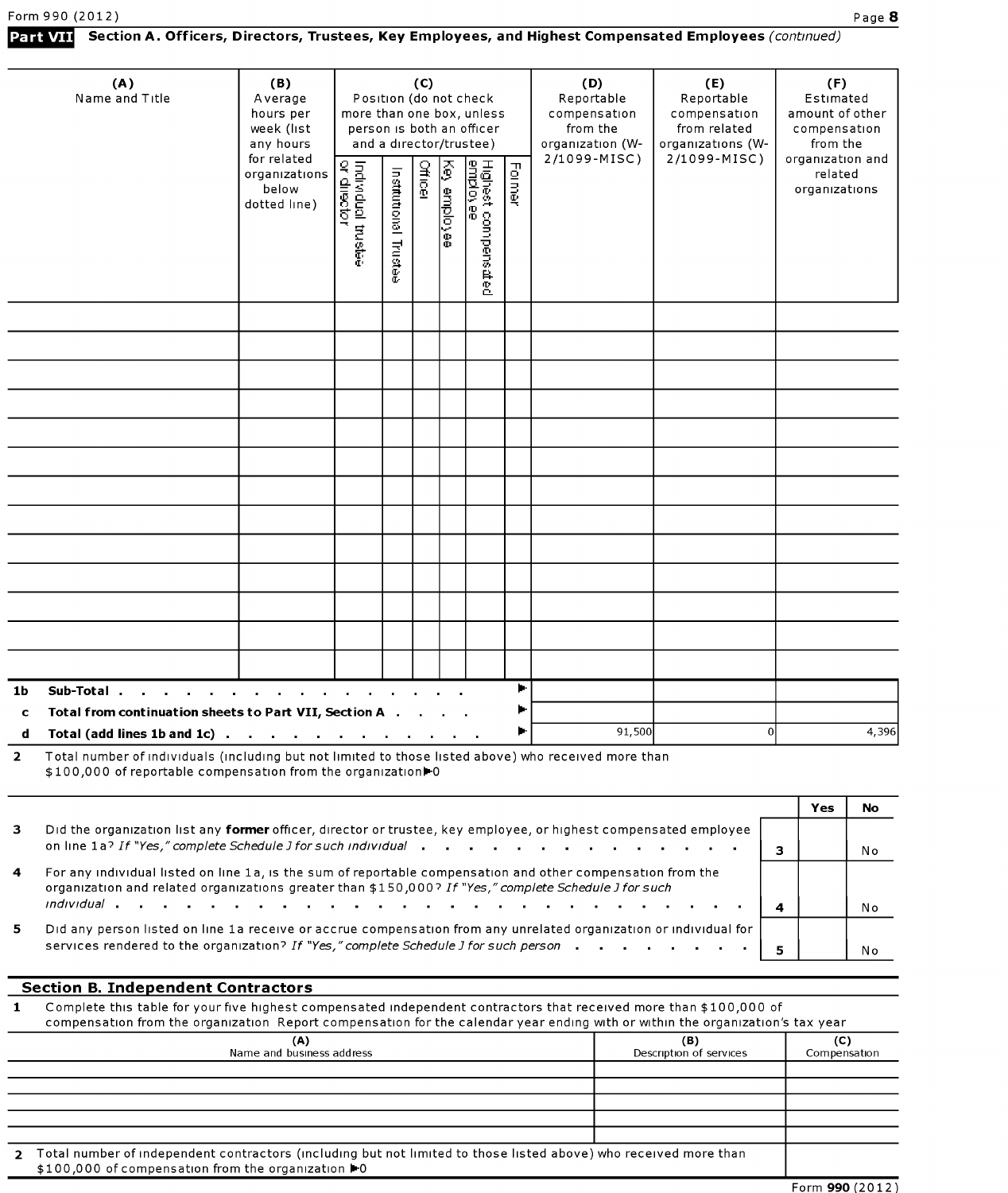Form 990 (2012) Page **8**

**Part VII** **Section A. Officers, Directors, Trustees, Key Employees, and Highest Compensated Employees** *(continued)*

| (A) Name and Title | (B) Average hours per week (list any hours for related organizations below dotted line) | (C) Position (do not check more than one box, unless person is both an officer and a director/trustee) | | | | | | (D) Reportable compensation from the organization (W-2/1099-MISC) | (E) Reportable compensation from related organizations (W-2/1099-MISC) | (F) Estimated amount of other compensation from the organization and related organizations |
|---|---|---|---|---|---|---|---|---|---|---|
| | | Individual trustee or director | Institutional Trustee | Officer | Key employee | Highest compensated employee | Former | | | |
| | | | | | | | | | | |
| | | | | | | | | | | |
| | | | | | | | | | | |
| | | | | | | | | | | |
| | | | | | | | | | | |
| | | | | | | | | | | |
| | | | | | | | | | | |
| | | | | | | | | | | |
| | | | | | | | | | | |
| | | | | | | | | | | |
| | | | | | | | | | | |
| | | | | | | | | | | |
| | | | | | | | | | | |
| **1b Sub-Total** . . . . . . . . . . . . . . . . . . ► | | | | | | | | | | |
| **c Total from continuation sheets to Part VII, Section A** . . . . ► | | | | | | | | | | |
| **d Total (add lines 1b and 1c)** . . . . . . . . . . . . . ► | | | | | | | | 91,500 | 0 | 4,396 |

**2** Total number of individuals (including but not limited to those listed above) who received more than $100,000 of reportable compensation from the organization ►0

| | | | Yes | No |
|---|---|---|---|---|
| **3** | Did the organization list any **former** officer, director or trustee, key employee, or highest compensated employee on line 1a? *If "Yes," complete Schedule J for such individual* . . . . . . . . . . . . . . . | **3** | | No |
| **4** | For any individual listed on line 1a, is the sum of reportable compensation and other compensation from the organization and related organizations greater than $150,000? *If "Yes," complete Schedule J for such individual* . . . . . . . . . . . . . . . . . . . . . . . . | **4** | | No |
| **5** | Did any person listed on line 1a receive or accrue compensation from any unrelated organization or individual for services rendered to the organization? *If "Yes," complete Schedule J for such person* . . . . . . . . . | **5** | | No |

## Section B. Independent Contractors

**1** Complete this table for your five highest compensated independent contractors that received more than $100,000 of compensation from the organization Report compensation for the calendar year ending with or within the organization's tax year

| (A) Name and business address | (B) Description of services | (C) Compensation |
|---|---|---|
| | | |
| | | |
| | | |
| | | |
| | | |

**2** Total number of independent contractors (including but not limited to those listed above) who received more than $100,000 of compensation from the organization ►0

Form **990** (2012)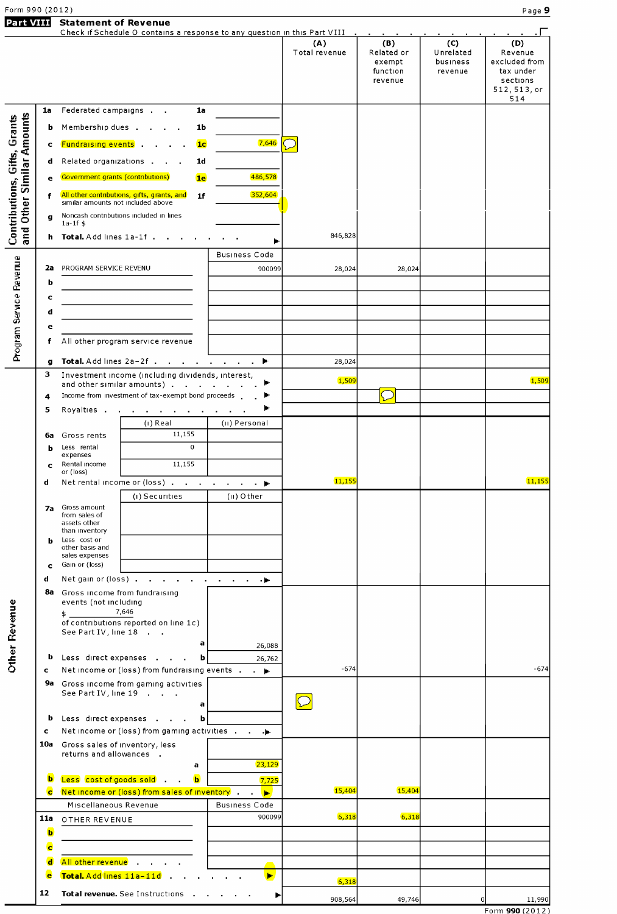Form 990 (2012)

## Part VIII Statement of Revenue

Check if Schedule O contains a response to any question in this Part VIII . . . . . . . . . . . . . . . . ☐

| | | | | (A) Total revenue | (B) Related or exempt function revenue | (C) Unrelated business revenue | (D) Revenue excluded from tax under sections 512, 513, or 514 |
|---|---|---|---|---|---|---|---|
| **Contributions, Gifts, Grants and Other Similar Amounts** | 1a | Federated campaigns . . | 1a | | | | |
| | b | Membership dues . . . . | 1b | | | | |
| | c | Fundraising events . . . . . | 1c 7,646 | | | | |
| | d | Related organizations . . . | 1d | | | | |
| | e | Government grants (contributions) | 1e 486,578 | | | | |
| | f | All other contributions, gifts, grants, and similar amounts not included above | 1f 352,604 | | | | |
| | g | Noncash contributions included in lines 1a-1f $ | | | | | |
| | h | **Total.** Add lines 1a-1f . . . . . . . . ▶ | | 846,828 | | | |
| **Program Service Revenue** | | | Business Code | | | | |
| | 2a | PROGRAM SERVICE REVENU | 900099 | 28,024 | 28,024 | | |
| | b | | | | | | |
| | c | | | | | | |
| | d | | | | | | |
| | e | | | | | | |
| | f | All other program service revenue | | | | | |
| | g | **Total.** Add lines 2a–2f . . . . . . . . ▶ | | 28,024 | | | |
| **Other Revenue** | 3 | Investment income (including dividends, interest, and other similar amounts) . . . . . . . ▶ | | 1,509 | | | 1,509 |
| | 4 | Income from investment of tax-exempt bond proceeds . . ▶ | | | | | |
| | 5 | Royalties . . . . . . . . . . . ▶ | | | | | |
| | | | (i) Real / (ii) Personal | | | | |
| | 6a | Gross rents | (i) 11,155 | | | | |
| | b | Less rental expenses | (i) 0 | | | | |
| | c | Rental income or (loss) | (i) 11,155 | | | | |
| | d | Net rental income or (loss) . . . . . . . ▶ | | 11,155 | | | 11,155 |
| | | | (i) Securities / (ii) Other | | | | |
| | 7a | Gross amount from sales of assets other than inventory | | | | | |
| | b | Less cost or other basis and sales expenses | | | | | |
| | c | Gain or (loss) | | | | | |
| | d | Net gain or (loss) . . . . . . . . . . ▶ | | | | | |
| | 8a | Gross income from fundraising events (not including $ 7,646 of contributions reported on line 1c) See Part IV, line 18 . . | a 26,088 | | | | |
| | b | Less direct expenses . . . . | b 26,762 | | | | |
| | c | Net income or (loss) from fundraising events . . ▶ | | -674 | | | -674 |
| | 9a | Gross income from gaming activities See Part IV, line 19 . . . | a | | | | |
| | b | Less direct expenses . . . | b | | | | |
| | c | Net income or (loss) from gaming activities . . ▶ | | | | | |
| | 10a | Gross sales of inventory, less returns and allowances . | a 23,129 | | | | |
| | b | Less cost of goods sold . . | b 7,725 | | | | |
| | c | Net income or (loss) from sales of inventory . . ▶ | | 15,404 | 15,404 | | |
| | | Miscellaneous Revenue | Business Code | | | | |
| | 11a | OTHER REVENUE | 900099 | 6,318 | 6,318 | | |
| | b | | | | | | |
| | c | | | | | | |
| | d | All other revenue . . . . | | | | | |
| | e | **Total.** Add lines 11a-11d . . . . . . ▶ | | 6,318 | | | |
| | 12 | **Total revenue.** See Instructions . . . . . ▶ | | 908,564 | 49,746 | 0 | 11,990 |

Form **990** (2012)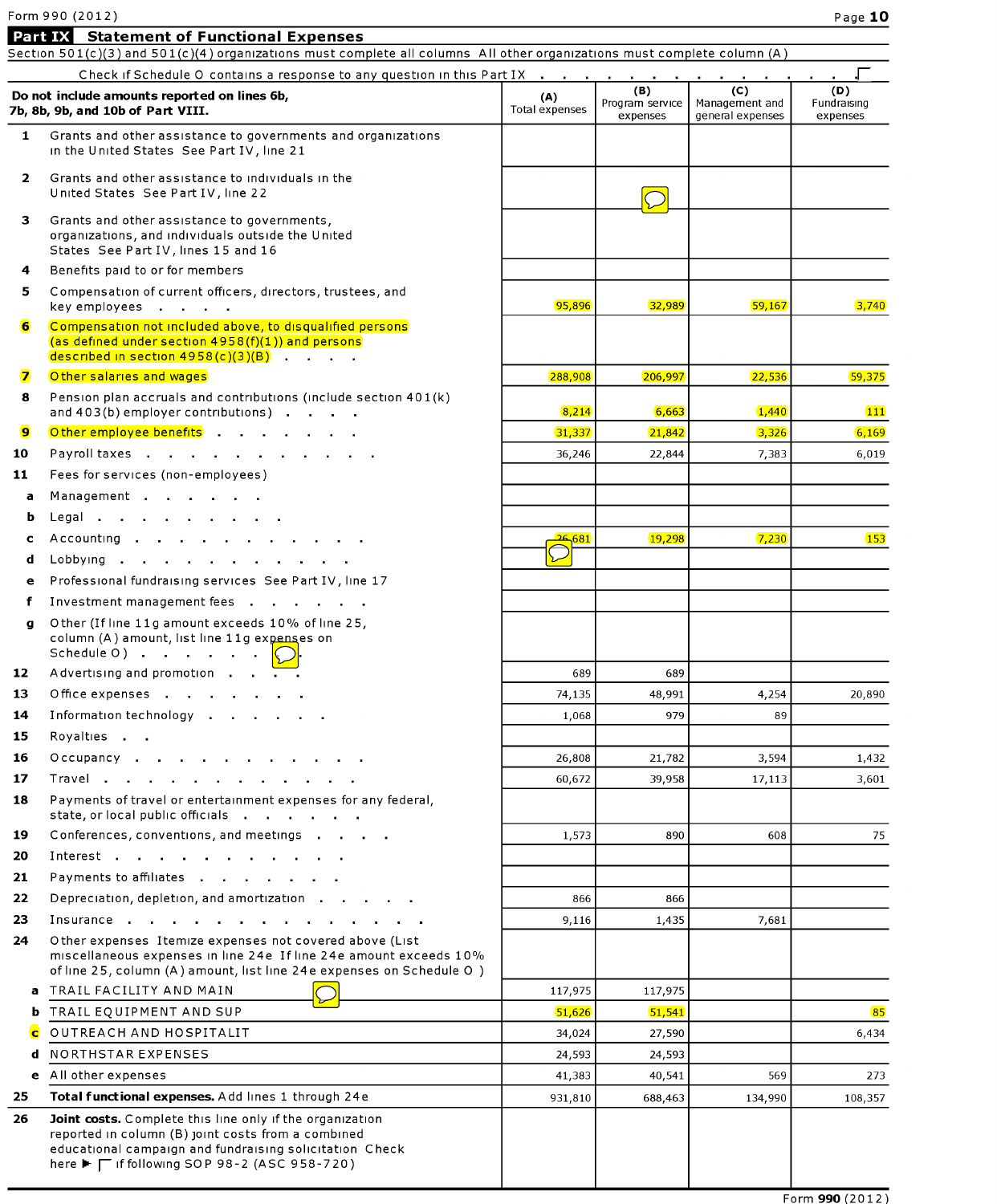Form 990 (2012)

## Part IX Statement of Functional Expenses

Section 501(c)(3) and 501(c)(4) organizations must complete all columns All other organizations must complete column (A)

Check if Schedule O contains a response to any question in this Part IX . . . . . . . . . . . . . . ☐

| Do not include amounts reported on lines 6b, 7b, 8b, 9b, and 10b of Part VIII. | (A) Total expenses | (B) Program service expenses | (C) Management and general expenses | (D) Fundraising expenses |
|---|---|---|---|---|
| 1 Grants and other assistance to governments and organizations in the United States See Part IV, line 21 | | | | |
| 2 Grants and other assistance to individuals in the United States See Part IV, line 22 | | | | |
| 3 Grants and other assistance to governments, organizations, and individuals outside the United States See Part IV, lines 15 and 16 | | | | |
| 4 Benefits paid to or for members | | | | |
| 5 Compensation of current officers, directors, trustees, and key employees . . . . | 95,896 | 32,989 | 59,167 | 3,740 |
| 6 Compensation not included above, to disqualified persons (as defined under section 4958(f)(1)) and persons described in section 4958(c)(3)(B) . . . . | | | | |
| 7 Other salaries and wages | 288,908 | 206,997 | 22,536 | 59,375 |
| 8 Pension plan accruals and contributions (include section 401(k) and 403(b) employer contributions) . . . . | 8,214 | 6,663 | 1,440 | 111 |
| 9 Other employee benefits . . . . . . . . | 31,337 | 21,842 | 3,326 | 6,169 |
| 10 Payroll taxes . . . . . . . . . . . . . | 36,246 | 22,844 | 7,383 | 6,019 |
| 11 Fees for services (non-employees) | | | | |
| a Management . . . . . . . | | | | |
| b Legal . . . . . . . . . . . | | | | |
| c Accounting . . . . . . . . . . . . . | 26,681 | 19,298 | 7,230 | 153 |
| d Lobbying . . . . . . . . . . . . . | | | | |
| e Professional fundraising services See Part IV, line 17 | | | | |
| f Investment management fees . . . . . . . | | | | |
| g Other (If line 11g amount exceeds 10% of line 25, column (A) amount, list line 11g expenses on Schedule O) . . . . . . . . | | | | |
| 12 Advertising and promotion . . . . | 689 | 689 | | |
| 13 Office expenses . . . . . . . . | 74,135 | 48,991 | 4,254 | 20,890 |
| 14 Information technology . . . . . . . | 1,068 | 979 | 89 | |
| 15 Royalties . . | | | | |
| 16 Occupancy . . . . . . . . . . . . . | 26,808 | 21,782 | 3,594 | 1,432 |
| 17 Travel . . . . . . . . . . . . . . | 60,672 | 39,958 | 17,113 | 3,601 |
| 18 Payments of travel or entertainment expenses for any federal, state, or local public officials . . . . . . | | | | |
| 19 Conferences, conventions, and meetings . . . . | 1,573 | 890 | 608 | 75 |
| 20 Interest . . . . . . . . . . . . | | | | |
| 21 Payments to affiliates . . . . . . . . | | | | |
| 22 Depreciation, depletion, and amortization . . . . . . | 866 | 866 | | |
| 23 Insurance . . . . . . . . . . . . . . . . | 9,116 | 1,435 | 7,681 | |
| 24 Other expenses Itemize expenses not covered above (List miscellaneous expenses in line 24e If line 24e amount exceeds 10% of line 25, column (A) amount, list line 24e expenses on Schedule O ) | | | | |
| a TRAIL FACILITY AND MAIN | 117,975 | 117,975 | | |
| b TRAIL EQUIPMENT AND SUP | 51,626 | 51,541 | | 85 |
| c OUTREACH AND HOSPITALIT | 34,024 | 27,590 | | 6,434 |
| d NORTHSTAR EXPENSES | 24,593 | 24,593 | | |
| e All other expenses | 41,383 | 40,541 | 569 | 273 |
| 25 **Total functional expenses.** Add lines 1 through 24e | 931,810 | 688,463 | 134,990 | 108,357 |
| 26 **Joint costs.** Complete this line only if the organization reported in column (B) joint costs from a combined educational campaign and fundraising solicitation Check here ▶ ☐ if following SOP 98-2 (ASC 958-720) | | | | |

Form **990** (2012)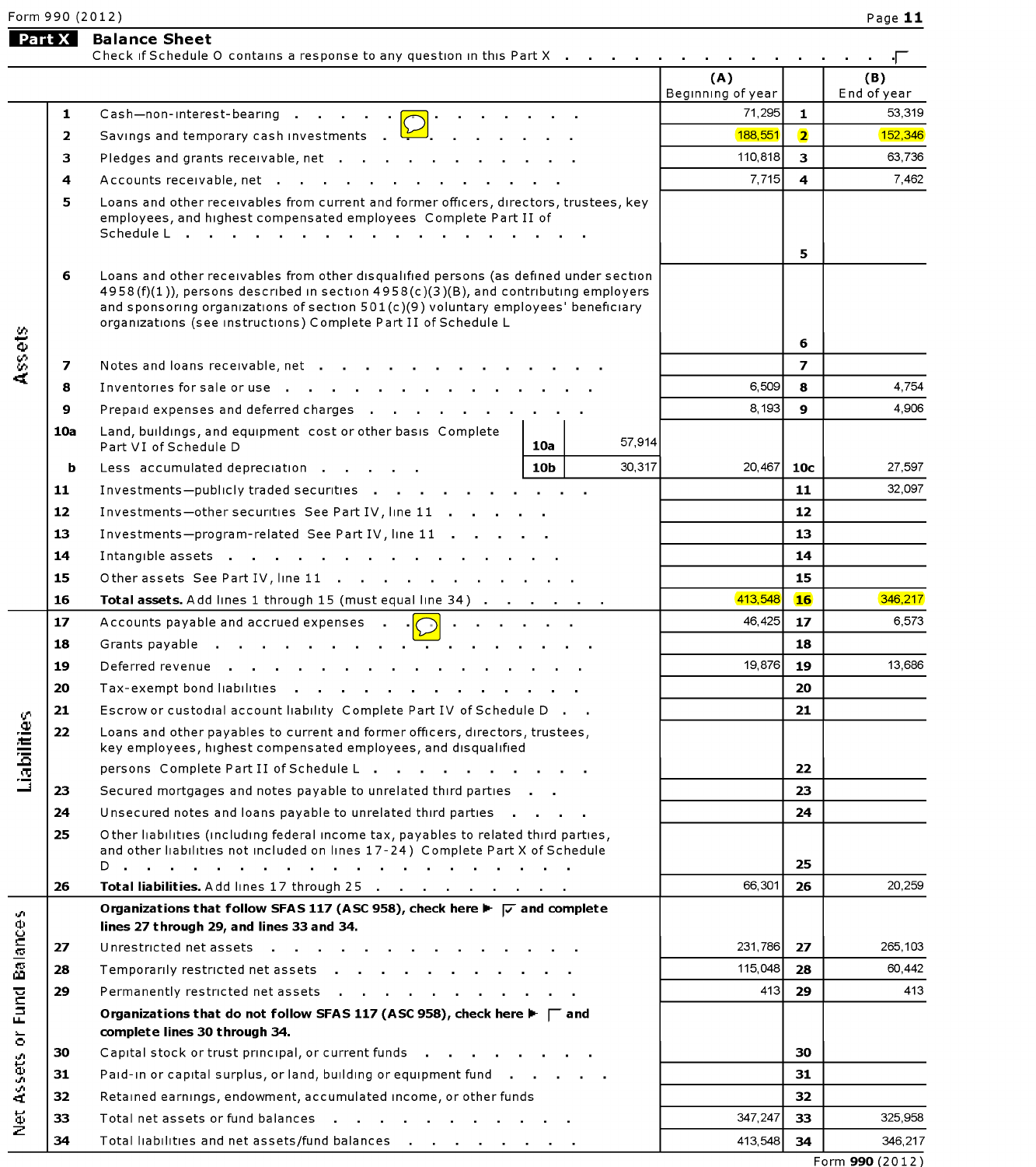## Part X Balance Sheet

Check if Schedule O contains a response to any question in this Part X . . . . . . . . . . . . . . . . ☐

| | | | | (A) Beginning of year | | (B) End of year |
|---|---|---|---|---|---|---|
| **Assets** | 1 | Cash—non-interest-bearing | | 71,295 | 1 | 53,319 |
| | 2 | Savings and temporary cash investments | | 188,551 | 2 | 152,346 |
| | 3 | Pledges and grants receivable, net | | 110,818 | 3 | 63,736 |
| | 4 | Accounts receivable, net | | 7,715 | 4 | 7,462 |
| | 5 | Loans and other receivables from current and former officers, directors, trustees, key employees, and highest compensated employees Complete Part II of Schedule L | | | 5 | |
| | 6 | Loans and other receivables from other disqualified persons (as defined under section 4958(f)(1)), persons described in section 4958(c)(3)(B), and contributing employers and sponsoring organizations of section 501(c)(9) voluntary employees' beneficiary organizations (see instructions) Complete Part II of Schedule L | | | 6 | |
| | 7 | Notes and loans receivable, net | | | 7 | |
| | 8 | Inventories for sale or use | | 6,509 | 8 | 4,754 |
| | 9 | Prepaid expenses and deferred charges | | 8,193 | 9 | 4,906 |
| | 10a | Land, buildings, and equipment cost or other basis Complete Part VI of Schedule D | 10a 57,914 | | | |
| | b | Less accumulated depreciation | 10b 30,317 | 20,467 | 10c | 27,597 |
| | 11 | Investments—publicly traded securities | | | 11 | 32,097 |
| | 12 | Investments—other securities See Part IV, line 11 | | | 12 | |
| | 13 | Investments—program-related See Part IV, line 11 | | | 13 | |
| | 14 | Intangible assets | | | 14 | |
| | 15 | Other assets See Part IV, line 11 | | | 15 | |
| | 16 | **Total assets.** Add lines 1 through 15 (must equal line 34) | | 413,548 | 16 | 346,217 |
| **Liabilities** | 17 | Accounts payable and accrued expenses | | 46,425 | 17 | 6,573 |
| | 18 | Grants payable | | | 18 | |
| | 19 | Deferred revenue | | 19,876 | 19 | 13,686 |
| | 20 | Tax-exempt bond liabilities | | | 20 | |
| | 21 | Escrow or custodial account liability Complete Part IV of Schedule D | | | 21 | |
| | 22 | Loans and other payables to current and former officers, directors, trustees, key employees, highest compensated employees, and disqualified persons Complete Part II of Schedule L | | | 22 | |
| | 23 | Secured mortgages and notes payable to unrelated third parties | | | 23 | |
| | 24 | Unsecured notes and loans payable to unrelated third parties | | | 24 | |
| | 25 | Other liabilities (including federal income tax, payables to related third parties, and other liabilities not included on lines 17-24) Complete Part X of Schedule D | | | 25 | |
| | 26 | **Total liabilities.** Add lines 17 through 25 | | 66,301 | 26 | 20,259 |
| **Net Assets or Fund Balances** | | **Organizations that follow SFAS 117 (ASC 958), check here ▶ ☑ and complete lines 27 through 29, and lines 33 and 34.** | | | | |
| | 27 | Unrestricted net assets | | 231,786 | 27 | 265,103 |
| | 28 | Temporarily restricted net assets | | 115,048 | 28 | 60,442 |
| | 29 | Permanently restricted net assets | | 413 | 29 | 413 |
| | | **Organizations that do not follow SFAS 117 (ASC 958), check here ▶ ☐ and complete lines 30 through 34.** | | | | |
| | 30 | Capital stock or trust principal, or current funds | | | 30 | |
| | 31 | Paid-in or capital surplus, or land, building or equipment fund | | | 31 | |
| | 32 | Retained earnings, endowment, accumulated income, or other funds | | | 32 | |
| | 33 | Total net assets or fund balances | | 347,247 | 33 | 325,958 |
| | 34 | Total liabilities and net assets/fund balances | | 413,548 | 34 | 346,217 |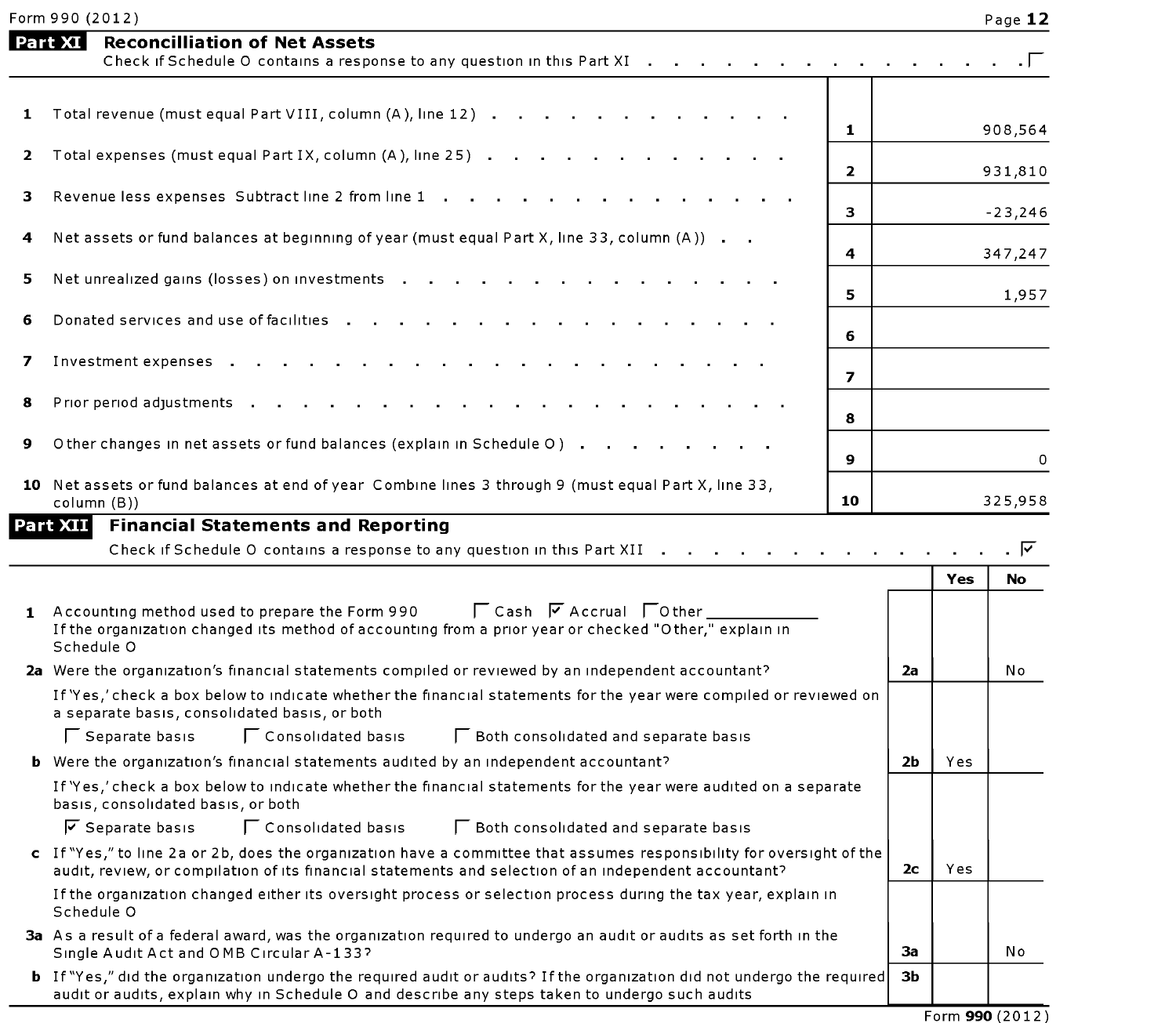Form 990 (2012)

## Part XI Reconcilliation of Net Assets

Check if Schedule O contains a response to any question in this Part XI . . . . . . . . . . . . . . . . ☐

| | | | |
|---|---|---|---|
| 1 | Total revenue (must equal Part VIII, column (A), line 12) | 1 | 908,564 |
| 2 | Total expenses (must equal Part IX, column (A), line 25) | 2 | 931,810 |
| 3 | Revenue less expenses Subtract line 2 from line 1 | 3 | -23,246 |
| 4 | Net assets or fund balances at beginning of year (must equal Part X, line 33, column (A)) | 4 | 347,247 |
| 5 | Net unrealized gains (losses) on investments | 5 | 1,957 |
| 6 | Donated services and use of facilities | 6 | |
| 7 | Investment expenses | 7 | |
| 8 | Prior period adjustments | 8 | |
| 9 | Other changes in net assets or fund balances (explain in Schedule O) | 9 | 0 |
| 10 | Net assets or fund balances at end of year Combine lines 3 through 9 (must equal Part X, line 33, column (B)) | 10 | 325,958 |

## Part XII Financial Statements and Reporting

Check if Schedule O contains a response to any question in this Part XII . . . . . . . . . . . . . . . . ☑

| | | | Yes | No |
|---|---|---|---|---|
| 1 | Accounting method used to prepare the Form 990 ☐ Cash ☑ Accrual ☐ Other ____________<br>If the organization changed its method of accounting from a prior year or checked "Other," explain in Schedule O | | | |
| 2a | Were the organization's financial statements compiled or reviewed by an independent accountant? | 2a | | No |
| | If 'Yes,' check a box below to indicate whether the financial statements for the year were compiled or reviewed on a separate basis, consolidated basis, or both<br>☐ Separate basis ☐ Consolidated basis ☐ Both consolidated and separate basis | | | |
| b | Were the organization's financial statements audited by an independent accountant? | 2b | Yes | |
| | If 'Yes,' check a box below to indicate whether the financial statements for the year were audited on a separate basis, consolidated basis, or both<br>☑ Separate basis ☐ Consolidated basis ☐ Both consolidated and separate basis | | | |
| c | If "Yes," to line 2a or 2b, does the organization have a committee that assumes responsibility for oversight of the audit, review, or compilation of its financial statements and selection of an independent accountant? | 2c | Yes | |
| | If the organization changed either its oversight process or selection process during the tax year, explain in Schedule O | | | |
| 3a | As a result of a federal award, was the organization required to undergo an audit or audits as set forth in the Single Audit Act and OMB Circular A-133? | 3a | | No |
| b | If "Yes," did the organization undergo the required audit or audits? If the organization did not undergo the required audit or audits, explain why in Schedule O and describe any steps taken to undergo such audits | 3b | | |

Form **990** (2012)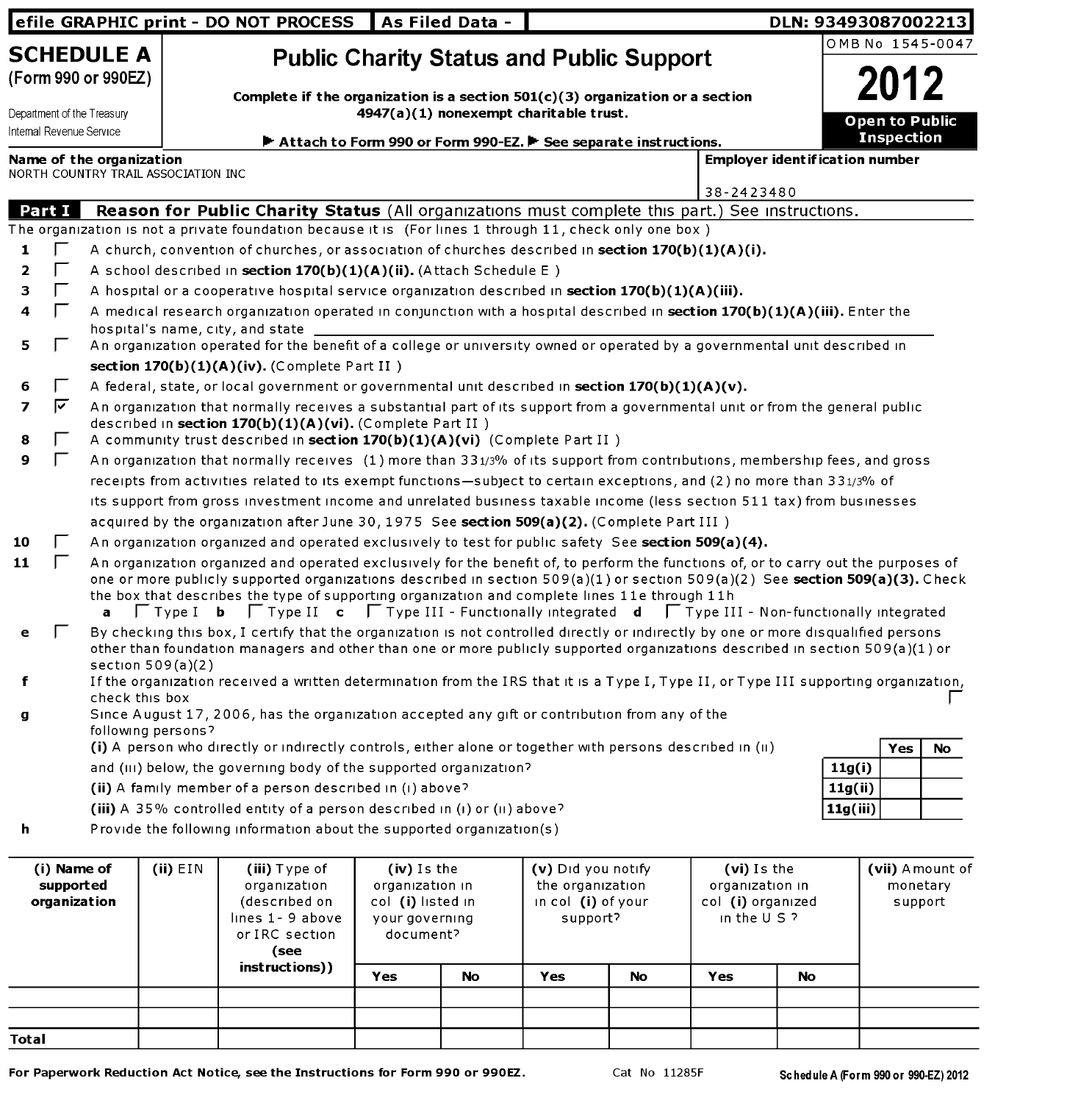efile GRAPHIC print - DO NOT PROCESS | As Filed Data - | DLN: 93493087002213

# SCHEDULE A (Form 990 or 990EZ)

Department of the Treasury
Internal Revenue Service

## Public Charity Status and Public Support

**Complete if the organization is a section 501(c)(3) organization or a section 4947(a)(1) nonexempt charitable trust.**

▶ **Attach to Form 990 or Form 990-EZ.** ▶ **See separate instructions.**

OMB No 1545-0047

**2012**

**Open to Public Inspection**

**Name of the organization**
NORTH COUNTRY TRAIL ASSOCIATION INC

**Employer identification number**
38-2423480

**Part I Reason for Public Charity Status** (All organizations must complete this part.) See instructions.

The organization is not a private foundation because it is (For lines 1 through 11, check only one box )

1 ☐ A church, convention of churches, or association of churches described in **section 170(b)(1)(A)(i).**

2 ☐ A school described in **section 170(b)(1)(A)(ii).** (Attach Schedule E )

3 ☐ A hospital or a cooperative hospital service organization described in **section 170(b)(1)(A)(iii).**

4 ☐ A medical research organization operated in conjunction with a hospital described in **section 170(b)(1)(A)(iii).** Enter the hospital's name, city, and state ______

5 ☐ An organization operated for the benefit of a college or university owned or operated by a governmental unit described in **section 170(b)(1)(A)(iv).** (Complete Part II )

6 ☐ A federal, state, or local government or governmental unit described in **section 170(b)(1)(A)(v).**

7 ☑ An organization that normally receives a substantial part of its support from a governmental unit or from the general public described in **section 170(b)(1)(A)(vi).** (Complete Part II )

8 ☐ A community trust described in **section 170(b)(1)(A)(vi)** (Complete Part II )

9 ☐ An organization that normally receives (1) more than 33 1/3% of its support from contributions, membership fees, and gross receipts from activities related to its exempt functions—subject to certain exceptions, and (2) no more than 33 1/3% of its support from gross investment income and unrelated business taxable income (less section 511 tax) from businesses acquired by the organization after June 30, 1975 See **section 509(a)(2).** (Complete Part III )

10 ☐ An organization organized and operated exclusively to test for public safety See **section 509(a)(4).**

11 ☐ An organization organized and operated exclusively for the benefit of, to perform the functions of, or to carry out the purposes of one or more publicly supported organizations described in section 509(a)(1) or section 509(a)(2) See **section 509(a)(3).** Check the box that describes the type of supporting organization and complete lines 11e through 11h

**a** ☐ Type I **b** ☐ Type II **c** ☐ Type III - Functionally integrated **d** ☐ Type III - Non-functionally integrated

**e** ☐ By checking this box, I certify that the organization is not controlled directly or indirectly by one or more disqualified persons other than foundation managers and other than one or more publicly supported organizations described in section 509(a)(1) or section 509(a)(2)

**f** If the organization received a written determination from the IRS that it is a Type I, Type II, or Type III supporting organization, check this box ☐

**g** Since August 17, 2006, has the organization accepted any gift or contribution from any of the following persons?

| | | Yes | No |
|---|---|---|---|
| **(i)** A person who directly or indirectly controls, either alone or together with persons described in (ii) and (iii) below, the governing body of the supported organization? | **11g(i)** | | |
| **(ii)** A family member of a person described in (i) above? | **11g(ii)** | | |
| **(iii)** A 35% controlled entity of a person described in (i) or (ii) above? | **11g(iii)** | | |

**h** Provide the following information about the supported organization(s)

| (i) Name of supported organization | (ii) EIN | (iii) Type of organization (described on lines 1- 9 above or IRC section (see instructions)) | (iv) Is the organization in col (i) listed in your governing document? | | (v) Did you notify the organization in col (i) of your support? | | (vi) Is the organization in col (i) organized in the U S ? | | (vii) Amount of monetary support |
|---|---|---|---|---|---|---|---|---|---|
| | | | Yes | No | Yes | No | Yes | No | |
| | | | | | | | | | |
| | | | | | | | | | |
| **Total** | | | | | | | | | |

**For Paperwork Reduction Act Notice, see the Instructions for Form 990 or 990EZ.** Cat No 11285F **Schedule A (Form 990 or 990-EZ) 2012**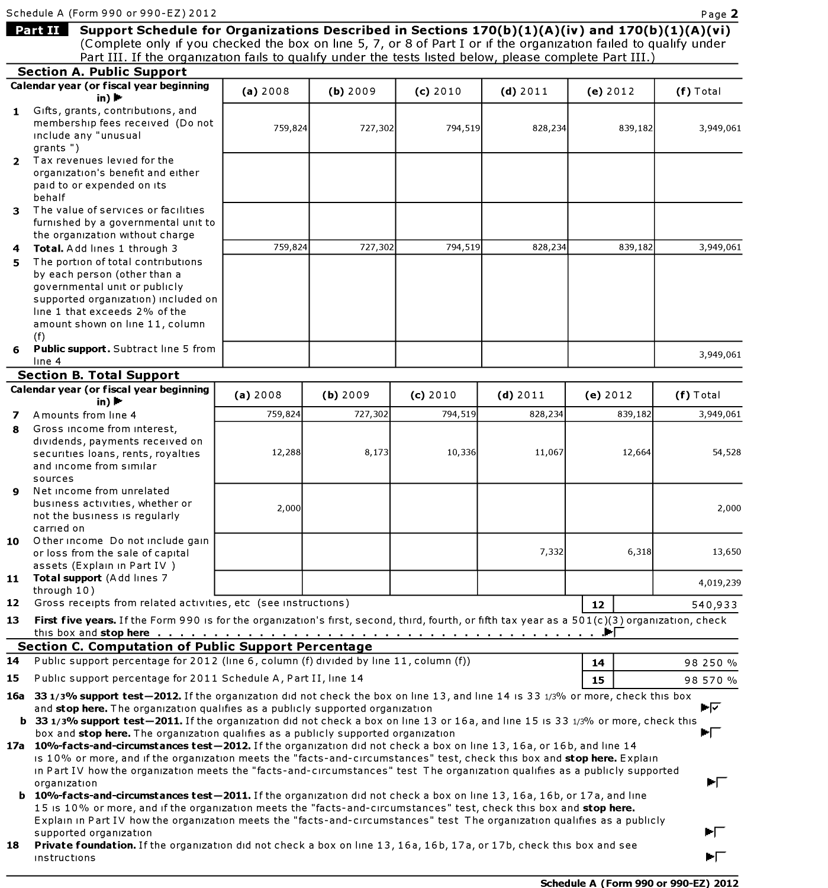Schedule A (Form 990 or 990-EZ) 2012

## Part II Support Schedule for Organizations Described in Sections 170(b)(1)(A)(iv) and 170(b)(1)(A)(vi)

(Complete only if you checked the box on line 5, 7, or 8 of Part I or if the organization failed to qualify under Part III. If the organization fails to qualify under the tests listed below, please complete Part III.)

### Section A. Public Support

| Calendar year (or fiscal year beginning in) ▶ | (a) 2008 | (b) 2009 | (c) 2010 | (d) 2011 | (e) 2012 | (f) Total |
|---|---|---|---|---|---|---|
| 1 Gifts, grants, contributions, and membership fees received (Do not include any "unusual grants ") | 759,824 | 727,302 | 794,519 | 828,234 | 839,182 | 3,949,061 |
| 2 Tax revenues levied for the organization's benefit and either paid to or expended on its behalf | | | | | | |
| 3 The value of services or facilities furnished by a governmental unit to the organization without charge | | | | | | |
| 4 **Total.** Add lines 1 through 3 | 759,824 | 727,302 | 794,519 | 828,234 | 839,182 | 3,949,061 |
| 5 The portion of total contributions by each person (other than a governmental unit or publicly supported organization) included on line 1 that exceeds 2% of the amount shown on line 11, column (f) | | | | | | |
| 6 **Public support.** Subtract line 5 from line 4 | | | | | | 3,949,061 |

### Section B. Total Support

| Calendar year (or fiscal year beginning in) ▶ | (a) 2008 | (b) 2009 | (c) 2010 | (d) 2011 | (e) 2012 | (f) Total |
|---|---|---|---|---|---|---|
| 7 Amounts from line 4 | 759,824 | 727,302 | 794,519 | 828,234 | 839,182 | 3,949,061 |
| 8 Gross income from interest, dividends, payments received on securities loans, rents, royalties and income from similar sources | 12,288 | 8,173 | 10,336 | 11,067 | 12,664 | 54,528 |
| 9 Net income from unrelated business activities, whether or not the business is regularly carried on | 2,000 | | | | | 2,000 |
| 10 Other income Do not include gain or loss from the sale of capital assets (Explain in Part IV ) | | | | 7,332 | 6,318 | 13,650 |
| 11 **Total support** (Add lines 7 through 10) | | | | | | 4,019,239 |

12 Gross receipts from related activities, etc (see instructions) — **12** 540,933

13 **First five years.** If the Form 990 is for the organization's first, second, third, fourth, or fifth tax year as a 501(c)(3) organization, check this box and **stop here** . . . . . . . . . . ▶☐

### Section C. Computation of Public Support Percentage

14 Public support percentage for 2012 (line 6, column (f) divided by line 11, column (f)) — **14** 98 250 %

15 Public support percentage for 2011 Schedule A, Part II, line 14 — **15** 98 570 %

**16a 33 1/3% support test—2012.** If the organization did not check the box on line 13, and line 14 is 33 1/3% or more, check this box and **stop here.** The organization qualifies as a publicly supported organization ▶☑

**b 33 1/3% support test—2011.** If the organization did not check a box on line 13 or 16a, and line 15 is 33 1/3% or more, check this box and **stop here.** The organization qualifies as a publicly supported organization ▶☐

**17a 10%-facts-and-circumstances test—2012.** If the organization did not check a box on line 13, 16a, or 16b, and line 14 is 10% or more, and if the organization meets the "facts-and-circumstances" test, check this box and **stop here.** Explain in Part IV how the organization meets the "facts-and-circumstances" test The organization qualifies as a publicly supported organization ▶☐

**b 10%-facts-and-circumstances test—2011.** If the organization did not check a box on line 13, 16a, 16b, or 17a, and line 15 is 10% or more, and if the organization meets the "facts-and-circumstances" test, check this box and **stop here.** Explain in Part IV how the organization meets the "facts-and-circumstances" test The organization qualifies as a publicly supported organization ▶☐

**18 Private foundation.** If the organization did not check a box on line 13, 16a, 16b, 17a, or 17b, check this box and see instructions ▶☐

**Schedule A (Form 990 or 990-EZ) 2012**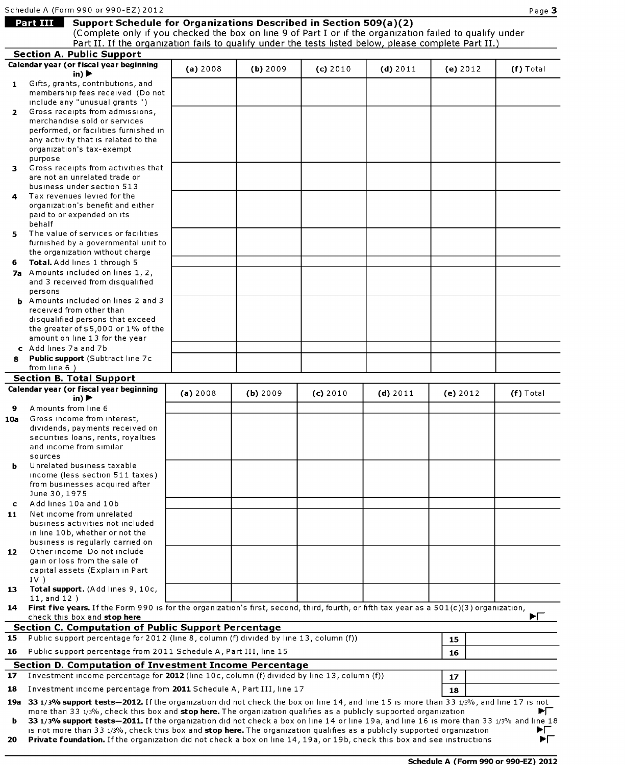Schedule A (Form 990 or 990-EZ) 2012

## Part III Support Schedule for Organizations Described in Section 509(a)(2)

(Complete only if you checked the box on line 9 of Part I or if the organization failed to qualify under Part II. If the organization fails to qualify under the tests listed below, please complete Part II.)

### Section A. Public Support

| Calendar year (or fiscal year beginning in) ▶ | (a) 2008 | (b) 2009 | (c) 2010 | (d) 2011 | (e) 2012 | (f) Total |
|---|---|---|---|---|---|---|
| **1** Gifts, grants, contributions, and membership fees received (Do not include any "unusual grants ") | | | | | | |
| **2** Gross receipts from admissions, merchandise sold or services performed, or facilities furnished in any activity that is related to the organization's tax-exempt purpose | | | | | | |
| **3** Gross receipts from activities that are not an unrelated trade or business under section 513 | | | | | | |
| **4** Tax revenues levied for the organization's benefit and either paid to or expended on its behalf | | | | | | |
| **5** The value of services or facilities furnished by a governmental unit to the organization without charge | | | | | | |
| **6** **Total.** Add lines 1 through 5 | | | | | | |
| **7a** Amounts included on lines 1, 2, and 3 received from disqualified persons | | | | | | |
| **b** Amounts included on lines 2 and 3 received from other than disqualified persons that exceed the greater of $5,000 or 1% of the amount on line 13 for the year | | | | | | |
| **c** Add lines 7a and 7b | | | | | | |
| **8** **Public support** (Subtract line 7c from line 6 ) | | | | | | |

### Section B. Total Support

| Calendar year (or fiscal year beginning in) ▶ | (a) 2008 | (b) 2009 | (c) 2010 | (d) 2011 | (e) 2012 | (f) Total |
|---|---|---|---|---|---|---|
| **9** Amounts from line 6 | | | | | | |
| **10a** Gross income from interest, dividends, payments received on securities loans, rents, royalties and income from similar sources | | | | | | |
| **b** Unrelated business taxable income (less section 511 taxes) from businesses acquired after June 30, 1975 | | | | | | |
| **c** Add lines 10a and 10b | | | | | | |
| **11** Net income from unrelated business activities not included in line 10b, whether or not the business is regularly carried on | | | | | | |
| **12** Other income Do not include gain or loss from the sale of capital assets (Explain in Part IV ) | | | | | | |
| **13** **Total support.** (Add lines 9, 10c, 11, and 12 ) | | | | | | |

**14** **First five years.** If the Form 990 is for the organization's first, second, third, fourth, or fifth tax year as a 501(c)(3) organization, check this box and **stop here** ▶☐

### Section C. Computation of Public Support Percentage

| | | | |
|---|---|---|---|
| **15** | Public support percentage for 2012 (line 8, column (f) divided by line 13, column (f)) | **15** | |
| **16** | Public support percentage from 2011 Schedule A, Part III, line 15 | **16** | |

### Section D. Computation of Investment Income Percentage

| | | | |
|---|---|---|---|
| **17** | Investment income percentage for **2012** (line 10c, column (f) divided by line 13, column (f)) | **17** | |
| **18** | Investment income percentage from **2011** Schedule A, Part III, line 17 | **18** | |

**19a** **33 1/3% support tests—2012.** If the organization did not check the box on line 14, and line 15 is more than 33 1/3%, and line 17 is not more than 33 1/3%, check this box and **stop here.** The organization qualifies as a publicly supported organization ▶☐

**b** **33 1/3% support tests—2011.** If the organization did not check a box on line 14 or line 19a, and line 16 is more than 33 1/3% and line 18 is not more than 33 1/3%, check this box and **stop here.** The organization qualifies as a publicly supported organization ▶☐

**20** **Private foundation.** If the organization did not check a box on line 14, 19a, or 19b, check this box and see instructions ▶☐

**Schedule A (Form 990 or 990-EZ) 2012**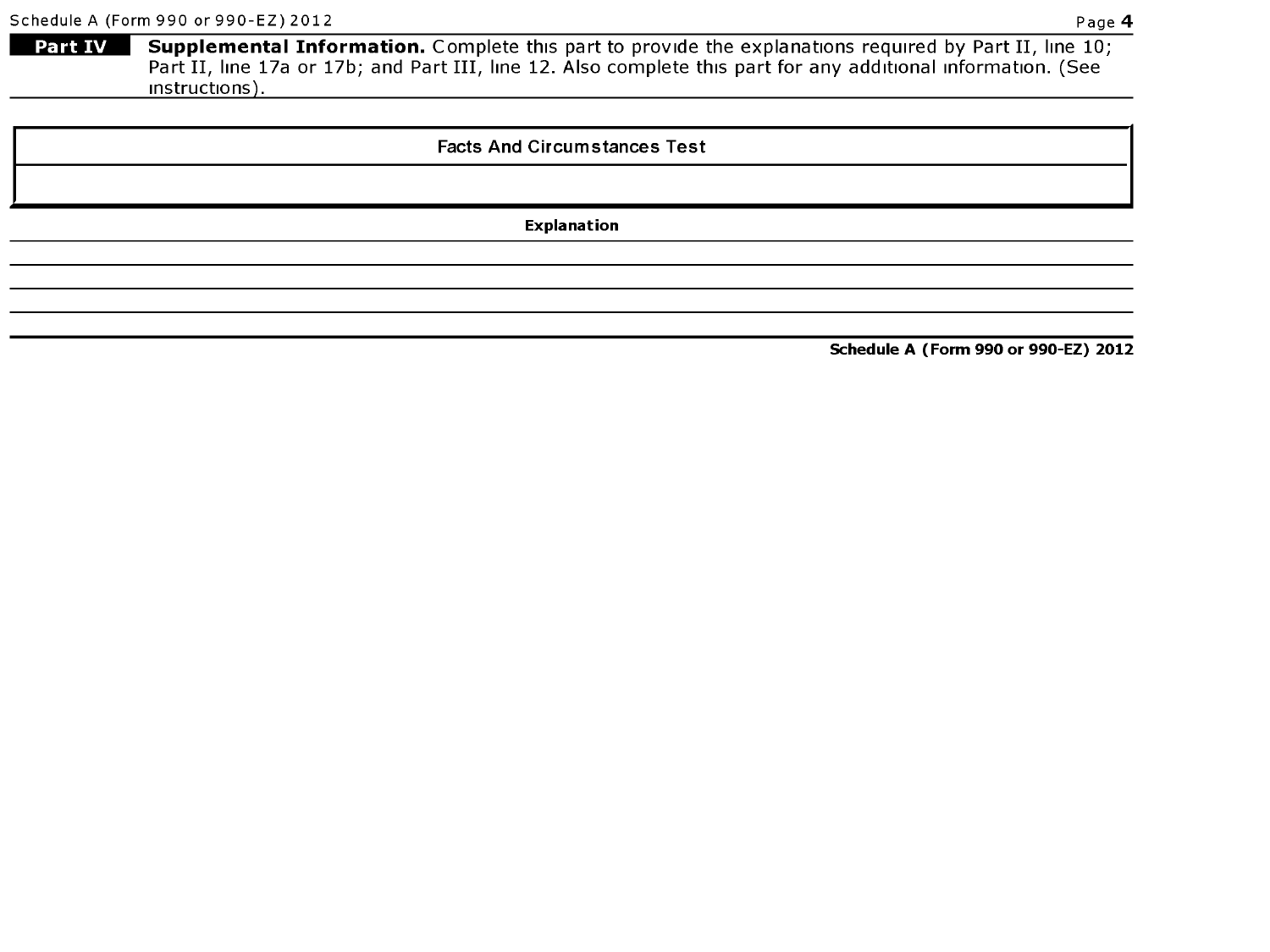**Part IV** **Supplemental Information.** Complete this part to provide the explanations required by Part II, line 10; Part II, line 17a or 17b; and Part III, line 12. Also complete this part for any additional information. (See instructions).

| Facts And Circumstances Test |
| --- |
| |

| Explanation |
| --- |
| |
| |
| |
| |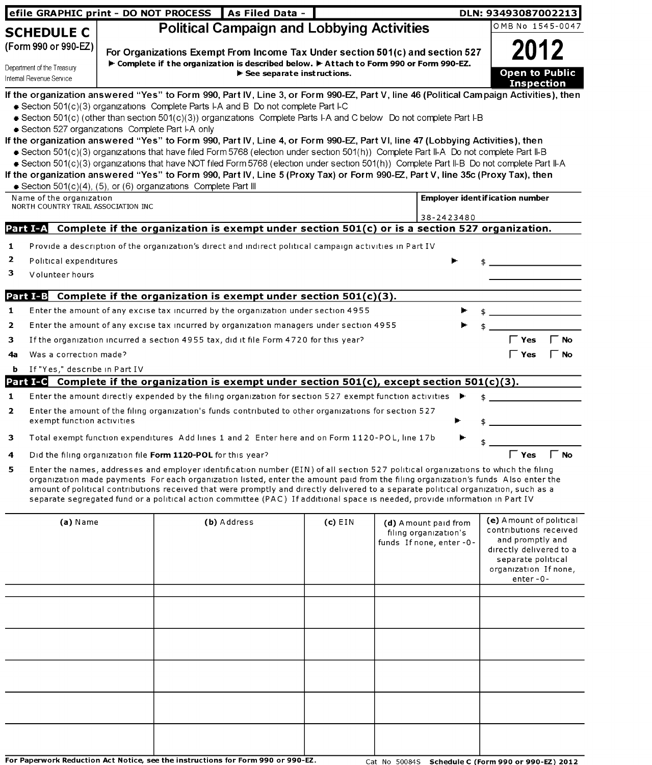efile GRAPHIC print - DO NOT PROCESS | As Filed Data - | DLN: 93493087002213

# SCHEDULE C (Form 990 or 990-EZ)

Department of the Treasury
Internal Revenue Service

## Political Campaign and Lobbying Activities

**For Organizations Exempt From Income Tax Under section 501(c) and section 527**

► **Complete if the organization is described below.** ► **Attach to Form 990 or Form 990-EZ.**
► **See separate instructions.**

OMB No 1545-0047

**2012**

**Open to Public Inspection**

**If the organization answered "Yes" to Form 990, Part IV, Line 3, or Form 990-EZ, Part V, line 46 (Political Campaign Activities), then**

- Section 501(c)(3) organizations Complete Parts I-A and B Do not complete Part I-C
- Section 501(c) (other than section 501(c)(3)) organizations Complete Parts I-A and C below Do not complete Part I-B
- Section 527 organizations Complete Part I-A only

**If the organization answered "Yes" to Form 990, Part IV, Line 4, or Form 990-EZ, Part VI, line 47 (Lobbying Activities), then**

- Section 501(c)(3) organizations that have filed Form 5768 (election under section 501(h)) Complete Part II-A Do not complete Part II-B
- Section 501(c)(3) organizations that have NOT filed Form 5768 (election under section 501(h)) Complete Part II-B Do not complete Part II-A

**If the organization answered "Yes" to Form 990, Part IV, Line 5 (Proxy Tax) or Form 990-EZ, Part V, line 35c (Proxy Tax), then**

- Section 501(c)(4), (5), or (6) organizations Complete Part III

| Name of the organization | Employer identification number |
|---|---|
| NORTH COUNTRY TRAIL ASSOCIATION INC | 38-2423480 |

## Part I-A Complete if the organization is exempt under section 501(c) or is a section 527 organization.

1. Provide a description of the organization's direct and indirect political campaign activities in Part IV
2. Political expenditures ► $
3. Volunteer hours

## Part I-B Complete if the organization is exempt under section 501(c)(3).

1. Enter the amount of any excise tax incurred by the organization under section 4955 ► $
2. Enter the amount of any excise tax incurred by organization managers under section 4955 ► $
3. If the organization incurred a section 4955 tax, did it file Form 4720 for this year? ☐ Yes ☐ No
4a. Was a correction made? ☐ Yes ☐ No
b. If "Yes," describe in Part IV

## Part I-C Complete if the organization is exempt under section 501(c), except section 501(c)(3).

1. Enter the amount directly expended by the filing organization for section 527 exempt function activities ► $
2. Enter the amount of the filing organization's funds contributed to other organizations for section 527 exempt function activities ► $
3. Total exempt function expenditures Add lines 1 and 2 Enter here and on Form 1120-POL, line 17b ► $
4. Did the filing organization file **Form 1120-POL** for this year? ☐ Yes ☐ No
5. Enter the names, addresses and employer identification number (EIN) of all section 527 political organizations to which the filing organization made payments For each organization listed, enter the amount paid from the filing organization's funds Also enter the amount of political contributions received that were promptly and directly delivered to a separate political organization, such as a separate segregated fund or a political action committee (PAC) If additional space is needed, provide information in Part IV

| (a) Name | (b) Address | (c) EIN | (d) Amount paid from filing organization's funds If none, enter -0- | (e) Amount of political contributions received and promptly and directly delivered to a separate political organization If none, enter -0- |
|---|---|---|---|---|
| | | | | |
| | | | | |
| | | | | |
| | | | | |
| | | | | |
| | | | | |

**For Paperwork Reduction Act Notice, see the instructions for Form 990 or 990-EZ.** Cat No 50084S **Schedule C (Form 990 or 990-EZ) 2012**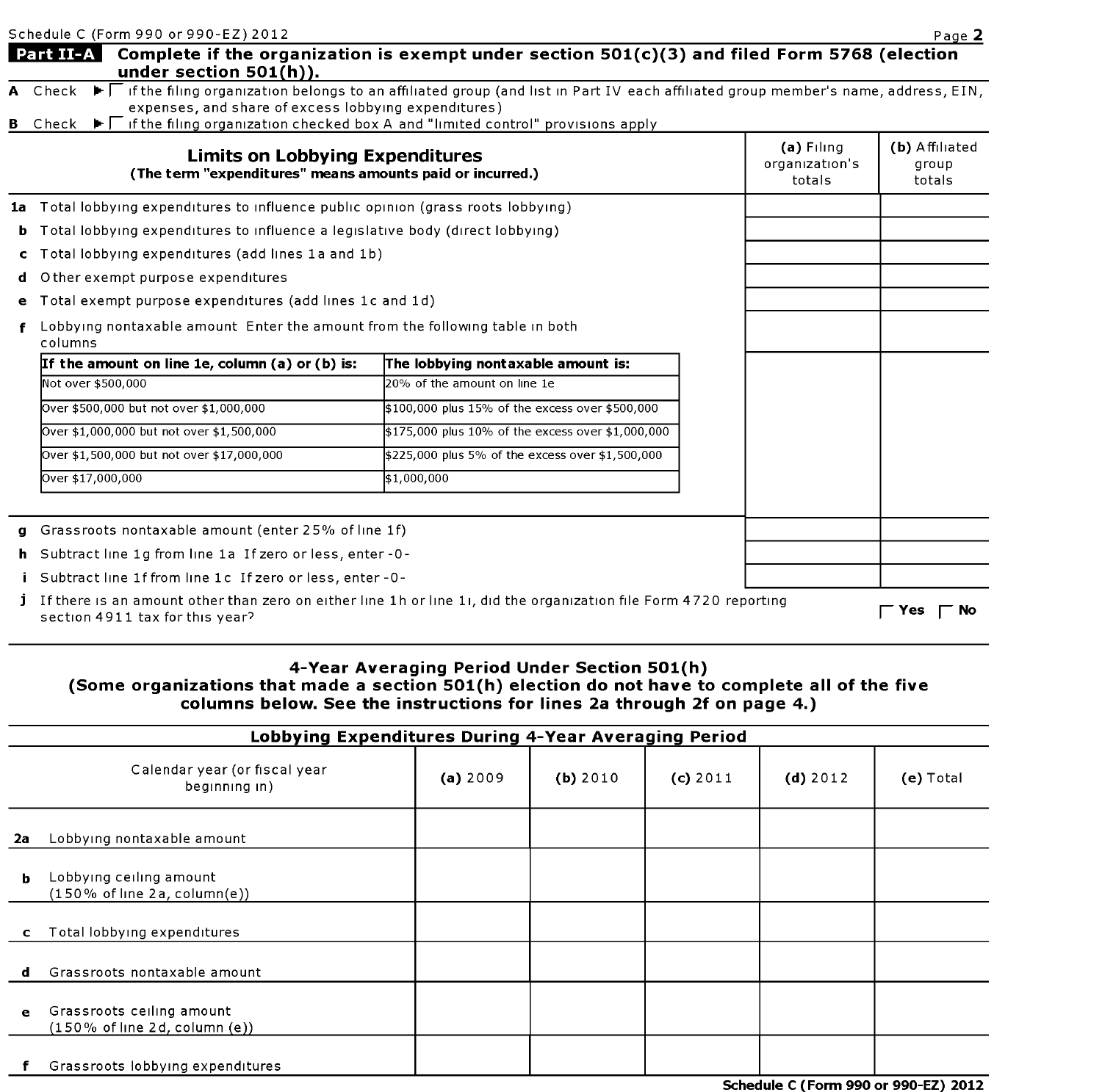Schedule C (Form 990 or 990-EZ) 2012

## Part II-A Complete if the organization is exempt under section 501(c)(3) and filed Form 5768 (election under section 501(h)).

**A** Check ☐ if the filing organization belongs to an affiliated group (and list in Part IV each affiliated group member's name, address, EIN, expenses, and share of excess lobbying expenditures)

**B** Check ☐ if the filing organization checked box A and "limited control" provisions apply

| **Limits on Lobbying Expenditures** (The term "expenditures" means amounts paid or incurred.) | **(a)** Filing organization's totals | **(b)** Affiliated group totals |
|---|---|---|
| **1a** Total lobbying expenditures to influence public opinion (grass roots lobbying) | | |
| **b** Total lobbying expenditures to influence a legislative body (direct lobbying) | | |
| **c** Total lobbying expenditures (add lines 1a and 1b) | | |
| **d** Other exempt purpose expenditures | | |
| **e** Total exempt purpose expenditures (add lines 1c and 1d) | | |
| **f** Lobbying nontaxable amount Enter the amount from the following table in both columns | | |

| If the amount on line 1e, column (a) or (b) is: | The lobbying nontaxable amount is: |
|---|---|
| Not over $500,000 | 20% of the amount on line 1e |
| Over $500,000 but not over $1,000,000 | $100,000 plus 15% of the excess over $500,000 |
| Over $1,000,000 but not over $1,500,000 | $175,000 plus 10% of the excess over $1,000,000 |
| Over $1,500,000 but not over $17,000,000 | $225,000 plus 5% of the excess over $1,500,000 |
| Over $17,000,000 | $1,000,000 |

| | (a) | (b) |
|---|---|---|
| **g** Grassroots nontaxable amount (enter 25% of line 1f) | | |
| **h** Subtract line 1g from line 1a If zero or less, enter -0- | | |
| **i** Subtract line 1f from line 1c If zero or less, enter -0- | | |

**j** If there is an amount other than zero on either line 1h or line 1i, did the organization file Form 4720 reporting section 4911 tax for this year? ☐ **Yes** ☐ **No**

### 4-Year Averaging Period Under Section 501(h)
### (Some organizations that made a section 501(h) election do not have to complete all of the five columns below. See the instructions for lines 2a through 2f on page 4.)

**Lobbying Expenditures During 4-Year Averaging Period**

| Calendar year (or fiscal year beginning in) | **(a)** 2009 | **(b)** 2010 | **(c)** 2011 | **(d)** 2012 | **(e)** Total |
|---|---|---|---|---|---|
| **2a** Lobbying nontaxable amount | | | | | |
| **b** Lobbying ceiling amount (150% of line 2a, column(e)) | | | | | |
| **c** Total lobbying expenditures | | | | | |
| **d** Grassroots nontaxable amount | | | | | |
| **e** Grassroots ceiling amount (150% of line 2d, column (e)) | | | | | |
| **f** Grassroots lobbying expenditures | | | | | |

**Schedule C (Form 990 or 990-EZ) 2012**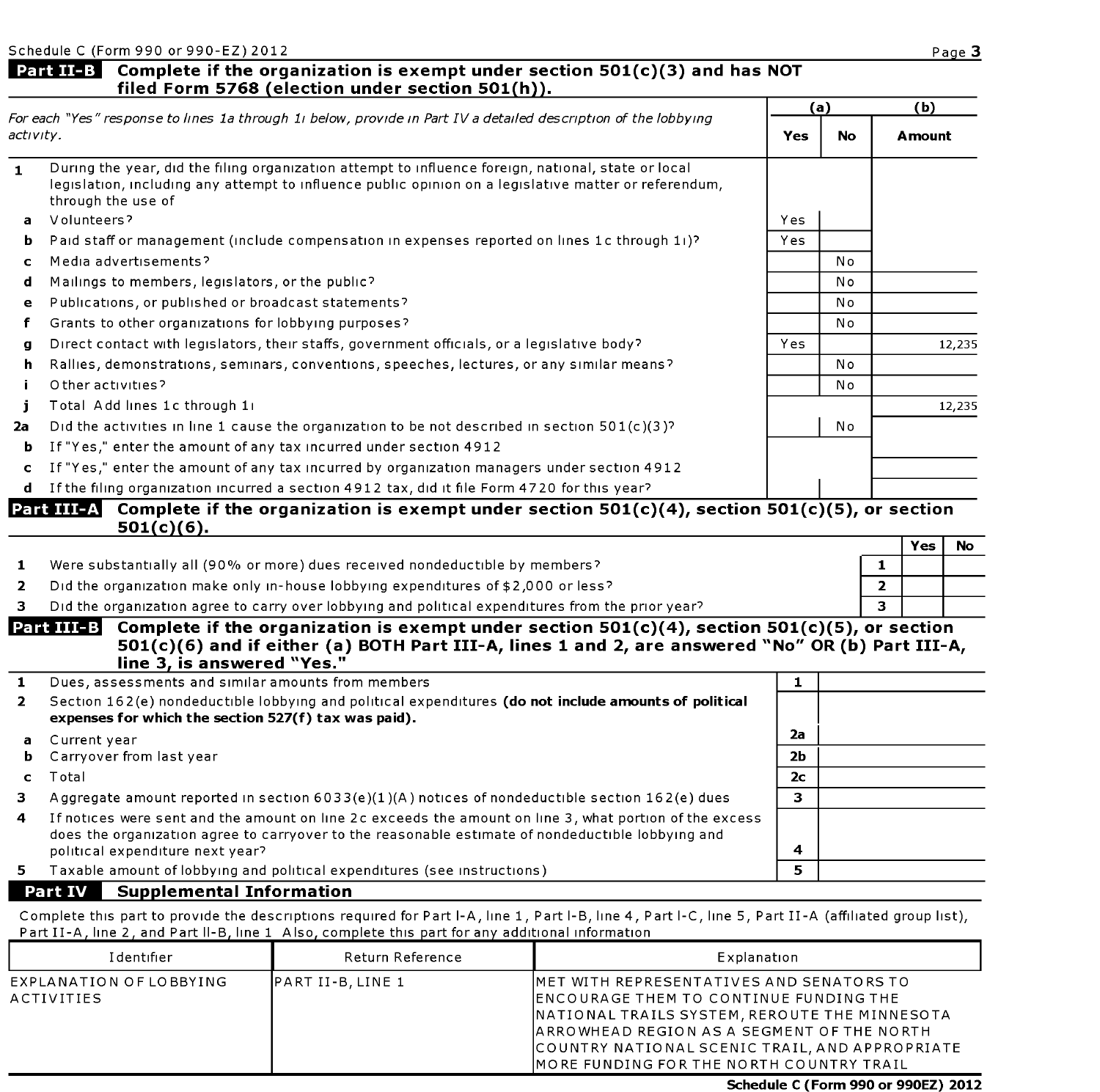Schedule C (Form 990 or 990-EZ) 2012

## Part II-B Complete if the organization is exempt under section 501(c)(3) and has NOT filed Form 5768 (election under section 501(h)).

| *For each "Yes" response to lines 1a through 1i below, provide in Part IV a detailed description of the lobbying activity.* | (a) Yes | (a) No | (b) Amount |
|---|---|---|---|
| **1** During the year, did the filing organization attempt to influence foreign, national, state or local legislation, including any attempt to influence public opinion on a legislative matter or referendum, through the use of | | | |
| **a** Volunteers? | Yes | | |
| **b** Paid staff or management (include compensation in expenses reported on lines 1c through 1i)? | Yes | | |
| **c** Media advertisements? | | No | |
| **d** Mailings to members, legislators, or the public? | | No | |
| **e** Publications, or published or broadcast statements? | | No | |
| **f** Grants to other organizations for lobbying purposes? | | No | |
| **g** Direct contact with legislators, their staffs, government officials, or a legislative body? | Yes | | 12,235 |
| **h** Rallies, demonstrations, seminars, conventions, speeches, lectures, or any similar means? | | No | |
| **i** Other activities? | | No | |
| **j** Total Add lines 1c through 1i | | | 12,235 |
| **2a** Did the activities in line 1 cause the organization to be not described in section 501(c)(3)? | | No | |
| **b** If "Yes," enter the amount of any tax incurred under section 4912 | | | |
| **c** If "Yes," enter the amount of any tax incurred by organization managers under section 4912 | | | |
| **d** If the filing organization incurred a section 4912 tax, did it file Form 4720 for this year? | | | |

## Part III-A Complete if the organization is exempt under section 501(c)(4), section 501(c)(5), or section 501(c)(6).

| | | Yes | No |
|---|---|---|---|
| **1** Were substantially all (90% or more) dues received nondeductible by members? | 1 | | |
| **2** Did the organization make only in-house lobbying expenditures of $2,000 or less? | 2 | | |
| **3** Did the organization agree to carry over lobbying and political expenditures from the prior year? | 3 | | |

## Part III-B Complete if the organization is exempt under section 501(c)(4), section 501(c)(5), or section 501(c)(6) and if either (a) BOTH Part III-A, lines 1 and 2, are answered "No" OR (b) Part III-A, line 3, is answered "Yes."

| | | |
|---|---|---|
| **1** Dues, assessments and similar amounts from members | 1 | |
| **2** Section 162(e) nondeductible lobbying and political expenditures **(do not include amounts of political expenses for which the section 527(f) tax was paid).** | | |
| **a** Current year | 2a | |
| **b** Carryover from last year | 2b | |
| **c** Total | 2c | |
| **3** Aggregate amount reported in section 6033(e)(1)(A) notices of nondeductible section 162(e) dues | 3 | |
| **4** If notices were sent and the amount on line 2c exceeds the amount on line 3, what portion of the excess does the organization agree to carryover to the reasonable estimate of nondeductible lobbying and political expenditure next year? | 4 | |
| **5** Taxable amount of lobbying and political expenditures (see instructions) | 5 | |

## Part IV Supplemental Information

Complete this part to provide the descriptions required for Part I-A, line 1, Part I-B, line 4, Part I-C, line 5, Part II-A (affiliated group list), Part II-A, line 2, and Part II-B, line 1 Also, complete this part for any additional information

| Identifier | Return Reference | Explanation |
|---|---|---|
| EXPLANATION OF LOBBYING ACTIVITIES | PART II-B, LINE 1 | MET WITH REPRESENTATIVES AND SENATORS TO ENCOURAGE THEM TO CONTINUE FUNDING THE NATIONAL TRAILS SYSTEM, REROUTE THE MINNESOTA ARROWHEAD REGION AS A SEGMENT OF THE NORTH COUNTRY NATIONAL SCENIC TRAIL, AND APPROPRIATE MORE FUNDING FOR THE NORTH COUNTRY TRAIL |

**Schedule C (Form 990 or 990EZ) 2012**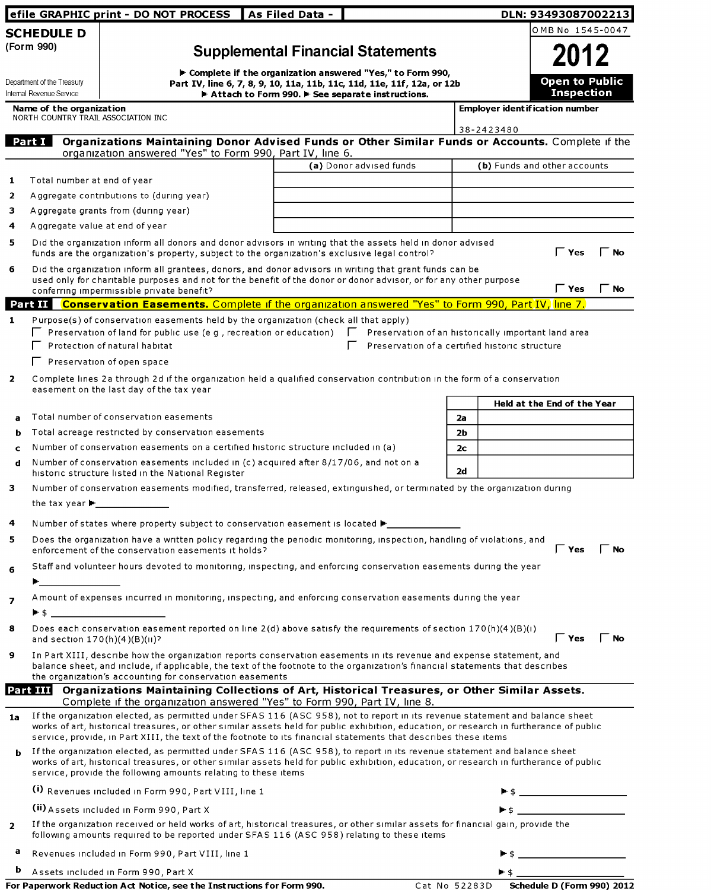efile GRAPHIC print - DO NOT PROCESS | As Filed Data - | DLN: 93493087002213

# SCHEDULE D (Form 990)

Department of the Treasury
Internal Revenue Service

## Supplemental Financial Statements

▶ Complete if the organization answered "Yes," to Form 990, Part IV, line 6, 7, 8, 9, 10, 11a, 11b, 11c, 11d, 11e, 11f, 12a, or 12b
▶ Attach to Form 990. ▶ See separate instructions.

OMB No 1545-0047

**2012**

**Open to Public Inspection**

**Name of the organization**
NORTH COUNTRY TRAIL ASSOCIATION INC

**Employer identification number**
38-2423480

## Part I Organizations Maintaining Donor Advised Funds or Other Similar Funds or Accounts. Complete if the organization answered "Yes" to Form 990, Part IV, line 6.

| | | (a) Donor advised funds | (b) Funds and other accounts |
|---|---|---|---|
| 1 | Total number at end of year | | |
| 2 | Aggregate contributions to (during year) | | |
| 3 | Aggregate grants from (during year) | | |
| 4 | Aggregate value at end of year | | |

5 Did the organization inform all donors and donor advisors in writing that the assets held in donor advised funds are the organization's property, subject to the organization's exclusive legal control? ☐ Yes ☐ No

6 Did the organization inform all grantees, donors, and donor advisors in writing that grant funds can be used only for charitable purposes and not for the benefit of the donor or donor advisor, or for any other purpose conferring impermissible private benefit? ☐ Yes ☐ No

## Part II Conservation Easements. Complete if the organization answered "Yes" to Form 990, Part IV, line 7.

1 Purpose(s) of conservation easements held by the organization (check all that apply)
- ☐ Preservation of land for public use (e g , recreation or education)
- ☐ Preservation of an historically important land area
- ☐ Protection of natural habitat
- ☐ Preservation of a certified historic structure
- ☐ Preservation of open space

2 Complete lines 2a through 2d if the organization held a qualified conservation contribution in the form of a conservation easement on the last day of the tax year

| | | | Held at the End of the Year |
|---|---|---|---|
| a | Total number of conservation easements | 2a | |
| b | Total acreage restricted by conservation easements | 2b | |
| c | Number of conservation easements on a certified historic structure included in (a) | 2c | |
| d | Number of conservation easements included in (c) acquired after 8/17/06, and not on a historic structure listed in the National Register | 2d | |

3 Number of conservation easements modified, transferred, released, extinguished, or terminated by the organization during the tax year ▶ \_\_\_\_\_\_\_\_

4 Number of states where property subject to conservation easement is located ▶ \_\_\_\_\_\_\_\_

5 Does the organization have a written policy regarding the periodic monitoring, inspection, handling of violations, and enforcement of the conservation easements it holds? ☐ Yes ☐ No

6 Staff and volunteer hours devoted to monitoring, inspecting, and enforcing conservation easements during the year ▶ \_\_\_\_\_\_\_\_

7 Amount of expenses incurred in monitoring, inspecting, and enforcing conservation easements during the year ▶ $ \_\_\_\_\_\_\_\_

8 Does each conservation easement reported on line 2(d) above satisfy the requirements of section 170(h)(4)(B)(i) and section 170(h)(4)(B)(ii)? ☐ Yes ☐ No

9 In Part XIII, describe how the organization reports conservation easements in its revenue and expense statement, and balance sheet, and include, if applicable, the text of the footnote to the organization's financial statements that describes the organization's accounting for conservation easements

## Part III Organizations Maintaining Collections of Art, Historical Treasures, or Other Similar Assets. Complete if the organization answered "Yes" to Form 990, Part IV, line 8.

1a If the organization elected, as permitted under SFAS 116 (ASC 958), not to report in its revenue statement and balance sheet works of art, historical treasures, or other similar assets held for public exhibition, education, or research in furtherance of public service, provide, in Part XIII, the text of the footnote to its financial statements that describes these items

b If the organization elected, as permitted under SFAS 116 (ASC 958), to report in its revenue statement and balance sheet works of art, historical treasures, or other similar assets held for public exhibition, education, or research in furtherance of public service, provide the following amounts relating to these items

(i) Revenues included in Form 990, Part VIII, line 1 ▶ $ \_\_\_\_\_\_\_\_

(ii) Assets included in Form 990, Part X ▶ $ \_\_\_\_\_\_\_\_

2 If the organization received or held works of art, historical treasures, or other similar assets for financial gain, provide the following amounts required to be reported under SFAS 116 (ASC 958) relating to these items

a Revenues included in Form 990, Part VIII, line 1 ▶ $ \_\_\_\_\_\_\_\_

b Assets included in Form 990, Part X ▶ $ \_\_\_\_\_\_\_\_

For Paperwork Reduction Act Notice, see the Instructions for Form 990. Cat No 52283D Schedule D (Form 990) 2012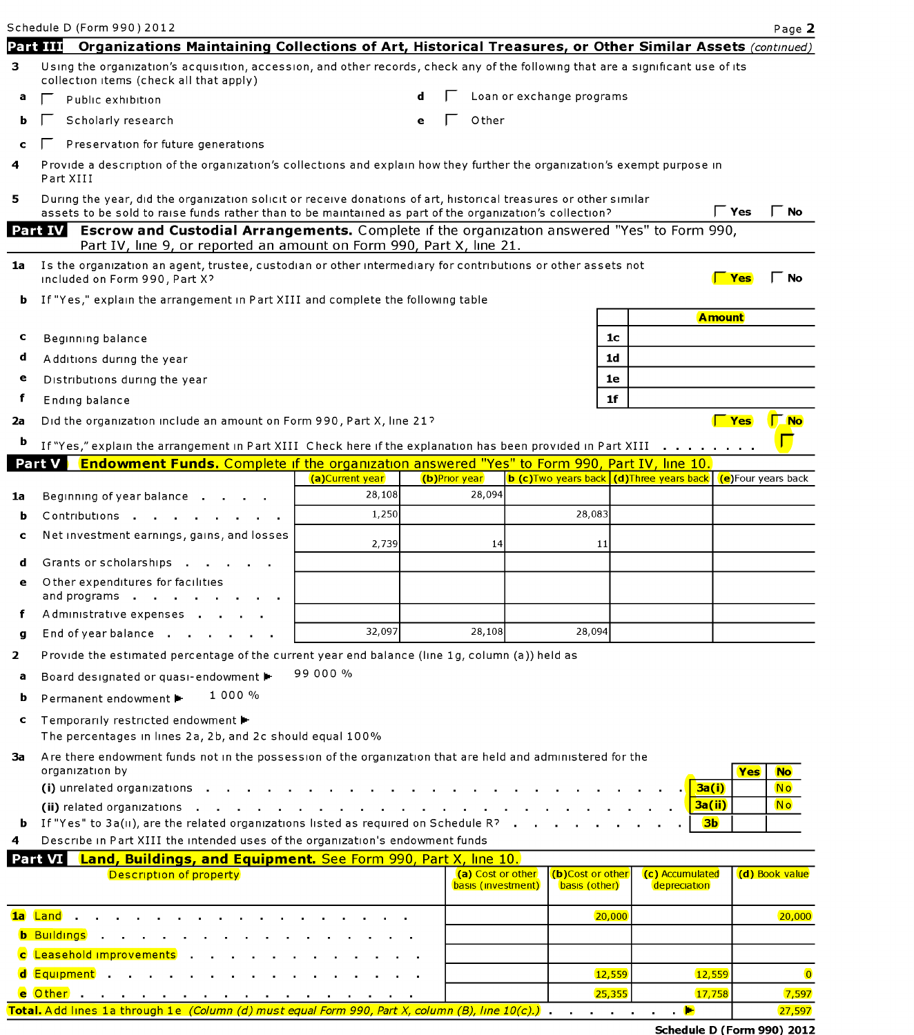Schedule D (Form 990) 2012

## Part III Organizations Maintaining Collections of Art, Historical Treasures, or Other Similar Assets *(continued)*

3 Using the organization's acquisition, accession, and other records, check any of the following that are a significant use of its collection items (check all that apply)

- a ☐ Public exhibition
- b ☐ Scholarly research
- c ☐ Preservation for future generations
- d ☐ Loan or exchange programs
- e ☐ Other

4 Provide a description of the organization's collections and explain how they further the organization's exempt purpose in Part XIII

5 During the year, did the organization solicit or receive donations of art, historical treasures or other similar assets to be sold to raise funds rather than to be maintained as part of the organization's collection? ☐ Yes ☐ No

## Part IV Escrow and Custodial Arrangements. Complete if the organization answered "Yes" to Form 990, Part IV, line 9, or reported an amount on Form 990, Part X, line 21.

1a Is the organization an agent, trustee, custodian or other intermediary for contributions or other assets not included on Form 990, Part X? ☐ Yes ☐ No

b If "Yes," explain the arrangement in Part XIII and complete the following table

| | | | Amount |
|---|---|---|---|
| c | Beginning balance | 1c | |
| d | Additions during the year | 1d | |
| e | Distributions during the year | 1e | |
| f | Ending balance | 1f | |

2a Did the organization include an amount on Form 990, Part X, line 21? ☐ Yes ☐ No

b If "Yes," explain the arrangement in Part XIII Check here if the explanation has been provided in Part XIII ☐

## Part V Endowment Funds. Complete if the organization answered "Yes" to Form 990, Part IV, line 10.

| | | (a) Current year | (b) Prior year | (c) Two years back | (d) Three years back | (e) Four years back |
|---|---|---|---|---|---|---|
| 1a | Beginning of year balance | 28,108 | 28,094 | | | |
| b | Contributions | 1,250 | | 28,083 | | |
| c | Net investment earnings, gains, and losses | 2,739 | 14 | 11 | | |
| d | Grants or scholarships | | | | | |
| e | Other expenditures for facilities and programs | | | | | |
| f | Administrative expenses | | | | | |
| g | End of year balance | 32,097 | 28,108 | 28,094 | | |

2 Provide the estimated percentage of the current year end balance (line 1g, column (a)) held as

a Board designated or quasi-endowment ▶ 99 000 %

b Permanent endowment ▶ 1 000 %

c Temporarily restricted endowment ▶

The percentages in lines 2a, 2b, and 2c should equal 100%

3a Are there endowment funds not in the possession of the organization that are held and administered for the organization by

| | | | Yes | No |
|---|---|---|---|---|
| (i) | unrelated organizations | 3a(i) | | No |
| (ii) | related organizations | 3a(ii) | | No |
| b | If "Yes" to 3a(ii), are the related organizations listed as required on Schedule R? | 3b | | |

4 Describe in Part XIII the intended uses of the organization's endowment funds

## Part VI Land, Buildings, and Equipment. See Form 990, Part X, line 10.

| Description of property | (a) Cost or other basis (investment) | (b) Cost or other basis (other) | (c) Accumulated depreciation | (d) Book value |
|---|---|---|---|---|
| 1a Land | | 20,000 | | 20,000 |
| b Buildings | | | | |
| c Leasehold improvements | | | | |
| d Equipment | | 12,559 | 12,559 | 0 |
| e Other | | 25,355 | 17,758 | 7,597 |
| **Total.** Add lines 1a through 1e *(Column (d) must equal Form 990, Part X, column (B), line 10(c).)* ▶ | | | | 27,597 |

Schedule D (Form 990) 2012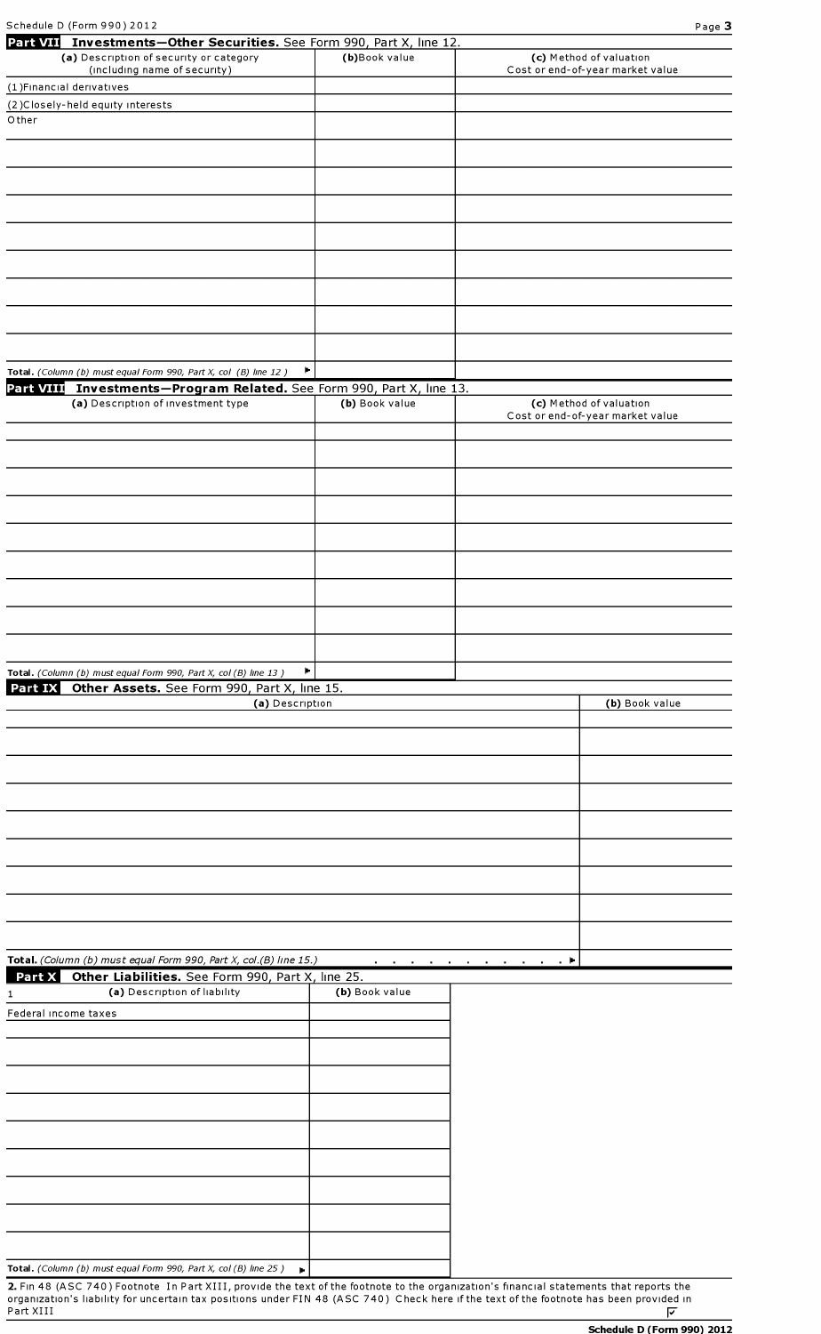Schedule D (Form 990) 2012

## Part VII Investments—Other Securities. See Form 990, Part X, line 12.

| (a) Description of security or category (including name of security) | (b) Book value | (c) Method of valuation Cost or end-of-year market value |
|---|---|---|
| (1) Financial derivatives | | |
| (2) Closely-held equity interests | | |
| Other | | |
| | | |
| | | |
| | | |
| | | |
| | | |
| | | |
| | | |
| | | |
| **Total.** *(Column (b) must equal Form 990, Part X, col (B) line 12.)* ▶ | | |

## Part VIII Investments—Program Related. See Form 990, Part X, line 13.

| (a) Description of investment type | (b) Book value | (c) Method of valuation Cost or end-of-year market value |
|---|---|---|
| | | |
| | | |
| | | |
| | | |
| | | |
| | | |
| | | |
| | | |
| | | |
| **Total.** *(Column (b) must equal Form 990, Part X, col (B) line 13.)* ▶ | | |

## Part IX Other Assets. See Form 990, Part X, line 15.

| (a) Description | (b) Book value |
|---|---|
| | |
| | |
| | |
| | |
| | |
| | |
| | |
| | |
| | |
| **Total.** *(Column (b) must equal Form 990, Part X, col.(B) line 15.)* . . . . . . . . . . . ▶ | |

## Part X Other Liabilities. See Form 990, Part X, line 25.

| 1 (a) Description of liability | (b) Book value |
|---|---|
| Federal income taxes | |
| | |
| | |
| | |
| | |
| | |
| | |
| | |
| | |
| | |
| **Total.** *(Column (b) must equal Form 990, Part X, col (B) line 25.)* ▶ | |

**2.** Fin 48 (ASC 740) Footnote In Part XIII, provide the text of the footnote to the organization's financial statements that reports the organization's liability for uncertain tax positions under FIN 48 (ASC 740) Check here if the text of the footnote has been provided in Part XIII ☑

**Schedule D (Form 990) 2012**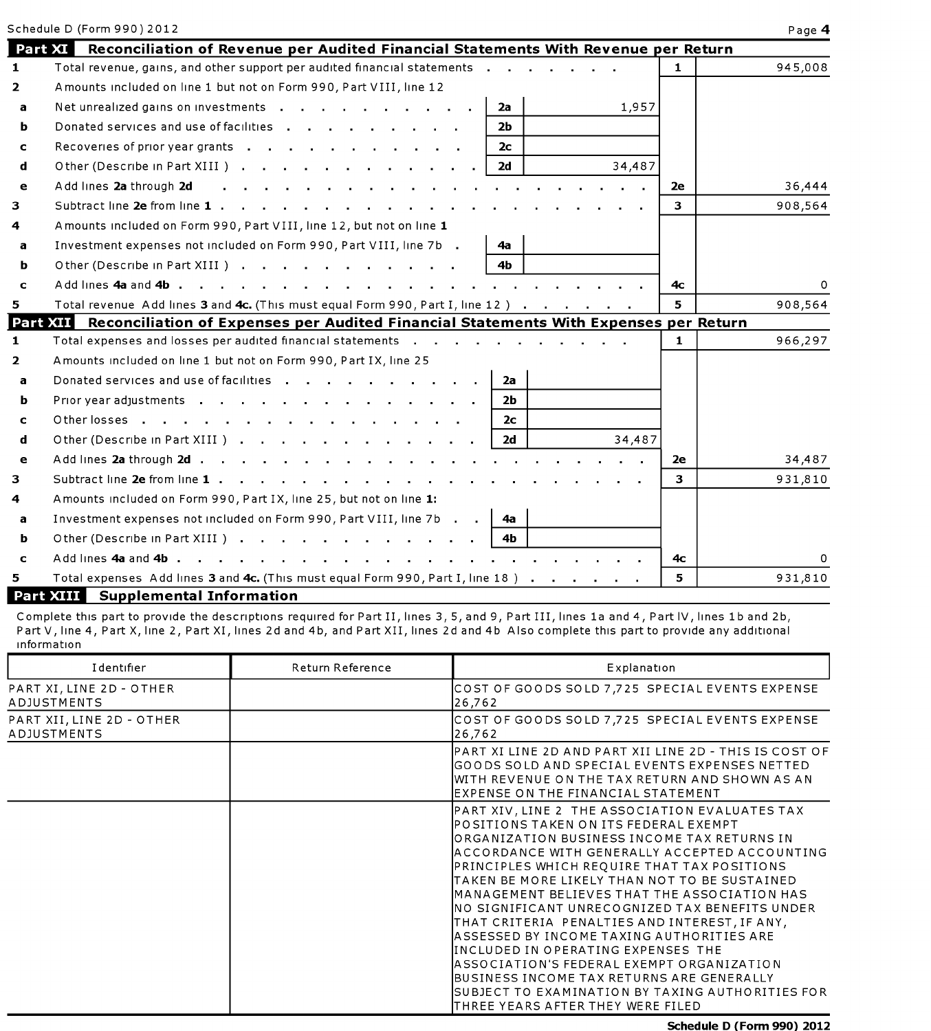## Part XI Reconciliation of Revenue per Audited Financial Statements With Revenue per Return

| | | | | | |
|---|---|---|---|---|---|
| 1 | Total revenue, gains, and other support per audited financial statements | | | 1 | 945,008 |
| 2 | Amounts included on line 1 but not on Form 990, Part VIII, line 12 | | | | |
| a | Net unrealized gains on investments | 2a | 1,957 | | |
| b | Donated services and use of facilities | 2b | | | |
| c | Recoveries of prior year grants | 2c | | | |
| d | Other (Describe in Part XIII ) | 2d | 34,487 | | |
| e | Add lines **2a** through **2d** | | | 2e | 36,444 |
| 3 | Subtract line **2e** from line **1** | | | 3 | 908,564 |
| 4 | Amounts included on Form 990, Part VIII, line 12, but not on line **1** | | | | |
| a | Investment expenses not included on Form 990, Part VIII, line 7b | 4a | | | |
| b | Other (Describe in Part XIII ) | 4b | | | |
| c | Add lines **4a** and **4b** | | | 4c | 0 |
| 5 | Total revenue Add lines **3** and **4c.** (This must equal Form 990, Part I, line 12 ) | | | 5 | 908,564 |

## Part XII Reconciliation of Expenses per Audited Financial Statements With Expenses per Return

| | | | | | |
|---|---|---|---|---|---|
| 1 | Total expenses and losses per audited financial statements | | | 1 | 966,297 |
| 2 | Amounts included on line 1 but not on Form 990, Part IX, line 25 | | | | |
| a | Donated services and use of facilities | 2a | | | |
| b | Prior year adjustments | 2b | | | |
| c | Other losses | 2c | | | |
| d | Other (Describe in Part XIII ) | 2d | 34,487 | | |
| e | Add lines **2a** through **2d** | | | 2e | 34,487 |
| 3 | Subtract line **2e** from line **1** | | | 3 | 931,810 |
| 4 | Amounts included on Form 990, Part IX, line 25, but not on line **1:** | | | | |
| a | Investment expenses not included on Form 990, Part VIII, line 7b | 4a | | | |
| b | Other (Describe in Part XIII ) | 4b | | | |
| c | Add lines **4a** and **4b** | | | 4c | 0 |
| 5 | Total expenses Add lines **3** and **4c.** (This must equal Form 990, Part I, line 18 ) | | | 5 | 931,810 |

## Part XIII Supplemental Information

Complete this part to provide the descriptions required for Part II, lines 3, 5, and 9, Part III, lines 1a and 4, Part IV, lines 1b and 2b, Part V, line 4, Part X, line 2, Part XI, lines 2d and 4b, and Part XII, lines 2d and 4b Also complete this part to provide any additional information

| Identifier | Return Reference | Explanation |
|---|---|---|
| PART XI, LINE 2D - OTHER ADJUSTMENTS | | COST OF GOODS SOLD 7,725 SPECIAL EVENTS EXPENSE 26,762 |
| PART XII, LINE 2D - OTHER ADJUSTMENTS | | COST OF GOODS SOLD 7,725 SPECIAL EVENTS EXPENSE 26,762 |
| | | PART XI LINE 2D AND PART XII LINE 2D - THIS IS COST OF GOODS SOLD AND SPECIAL EVENTS EXPENSES NETTED WITH REVENUE ON THE TAX RETURN AND SHOWN AS AN EXPENSE ON THE FINANCIAL STATEMENT |
| | | PART XIV, LINE 2 THE ASSOCIATION EVALUATES TAX POSITIONS TAKEN ON ITS FEDERAL EXEMPT ORGANIZATION BUSINESS INCOME TAX RETURNS IN ACCORDANCE WITH GENERALLY ACCEPTED ACCOUNTING PRINCIPLES WHICH REQUIRE THAT TAX POSITIONS TAKEN BE MORE LIKELY THAN NOT TO BE SUSTAINED MANAGEMENT BELIEVES THAT THE ASSOCIATION HAS NO SIGNIFICANT UNRECOGNIZED TAX BENEFITS UNDER THAT CRITERIA PENALTIES AND INTEREST, IF ANY, ASSESSED BY INCOME TAXING AUTHORITIES ARE INCLUDED IN OPERATING EXPENSES THE ASSOCIATION'S FEDERAL EXEMPT ORGANIZATION BUSINESS INCOME TAX RETURNS ARE GENERALLY SUBJECT TO EXAMINATION BY TAXING AUTHORITIES FOR THREE YEARS AFTER THEY WERE FILED |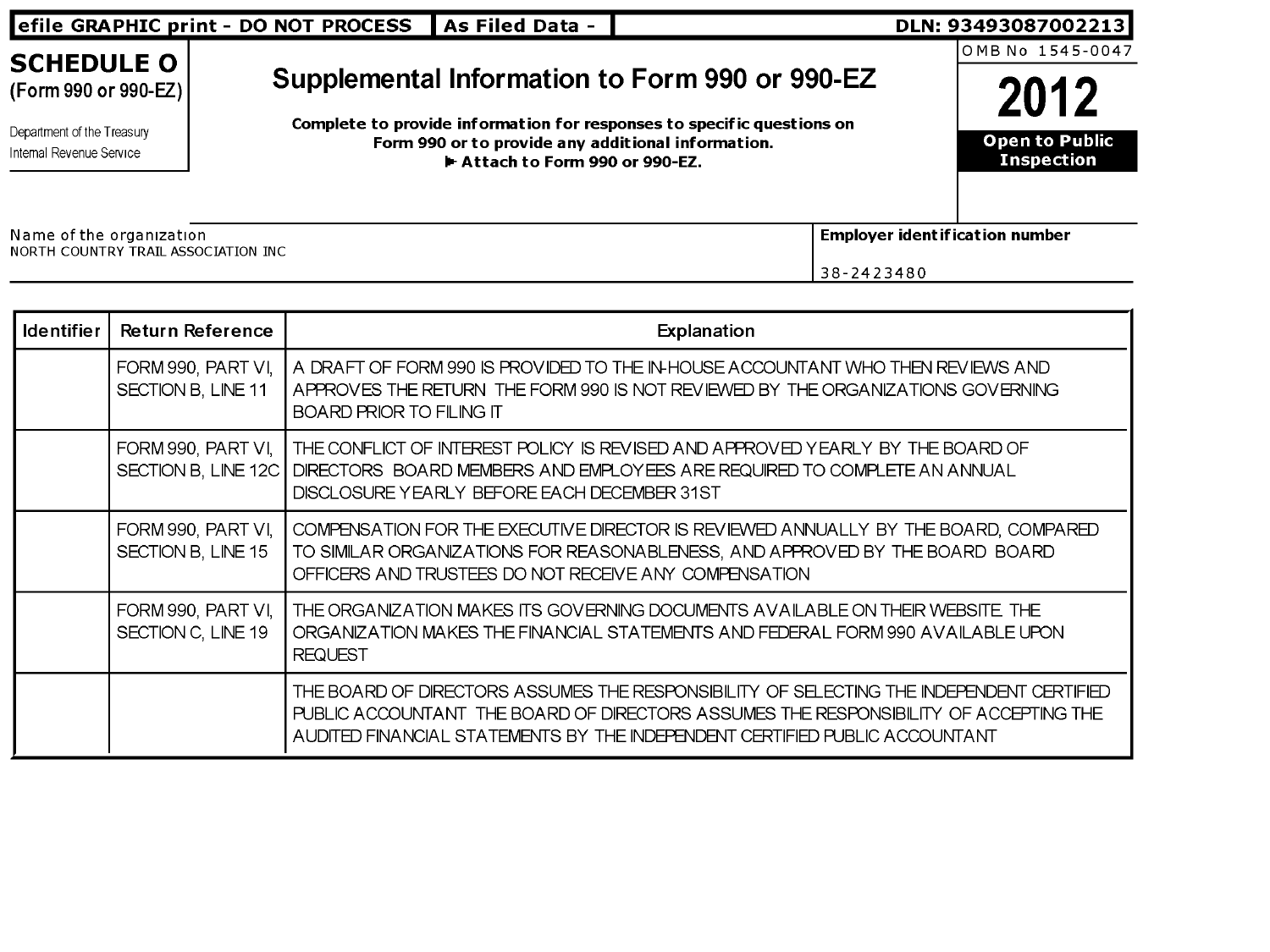efile GRAPHIC print - DO NOT PROCESS | As Filed Data - | DLN: 93493087002213

# SCHEDULE O
**(Form 990 or 990-EZ)**

Department of the Treasury
Internal Revenue Service

## Supplemental Information to Form 990 or 990-EZ

**Complete to provide information for responses to specific questions on Form 990 or to provide any additional information.**
**▶ Attach to Form 990 or 990-EZ.**

OMB No 1545-0047

**2012**

**Open to Public Inspection**

Name of the organization
NORTH COUNTRY TRAIL ASSOCIATION INC

**Employer identification number**
38-2423480

| Identifier | Return Reference | Explanation |
|---|---|---|
| | FORM 990, PART VI, SECTION B, LINE 11 | A DRAFT OF FORM 990 IS PROVIDED TO THE IN-HOUSE ACCOUNTANT WHO THEN REVIEWS AND APPROVES THE RETURN THE FORM 990 IS NOT REVIEWED BY THE ORGANIZATIONS GOVERNING BOARD PRIOR TO FILING IT |
| | FORM 990, PART VI, SECTION B, LINE 12C | THE CONFLICT OF INTEREST POLICY IS REVISED AND APPROVED YEARLY BY THE BOARD OF DIRECTORS BOARD MEMBERS AND EMPLOYEES ARE REQUIRED TO COMPLETE AN ANNUAL DISCLOSURE YEARLY BEFORE EACH DECEMBER 31ST |
| | FORM 990, PART VI, SECTION B, LINE 15 | COMPENSATION FOR THE EXECUTIVE DIRECTOR IS REVIEWED ANNUALLY BY THE BOARD, COMPARED TO SIMILAR ORGANIZATIONS FOR REASONABLENESS, AND APPROVED BY THE BOARD BOARD OFFICERS AND TRUSTEES DO NOT RECEIVE ANY COMPENSATION |
| | FORM 990, PART VI, SECTION C, LINE 19 | THE ORGANIZATION MAKES ITS GOVERNING DOCUMENTS AVAILABLE ON THEIR WEBSITE. THE ORGANIZATION MAKES THE FINANCIAL STATEMENTS AND FEDERAL FORM 990 AVAILABLE UPON REQUEST |
| | | THE BOARD OF DIRECTORS ASSUMES THE RESPONSIBILITY OF SELECTING THE INDEPENDENT CERTIFIED PUBLIC ACCOUNTANT THE BOARD OF DIRECTORS ASSUMES THE RESPONSIBILITY OF ACCEPTING THE AUDITED FINANCIAL STATEMENTS BY THE INDEPENDENT CERTIFIED PUBLIC ACCOUNTANT |